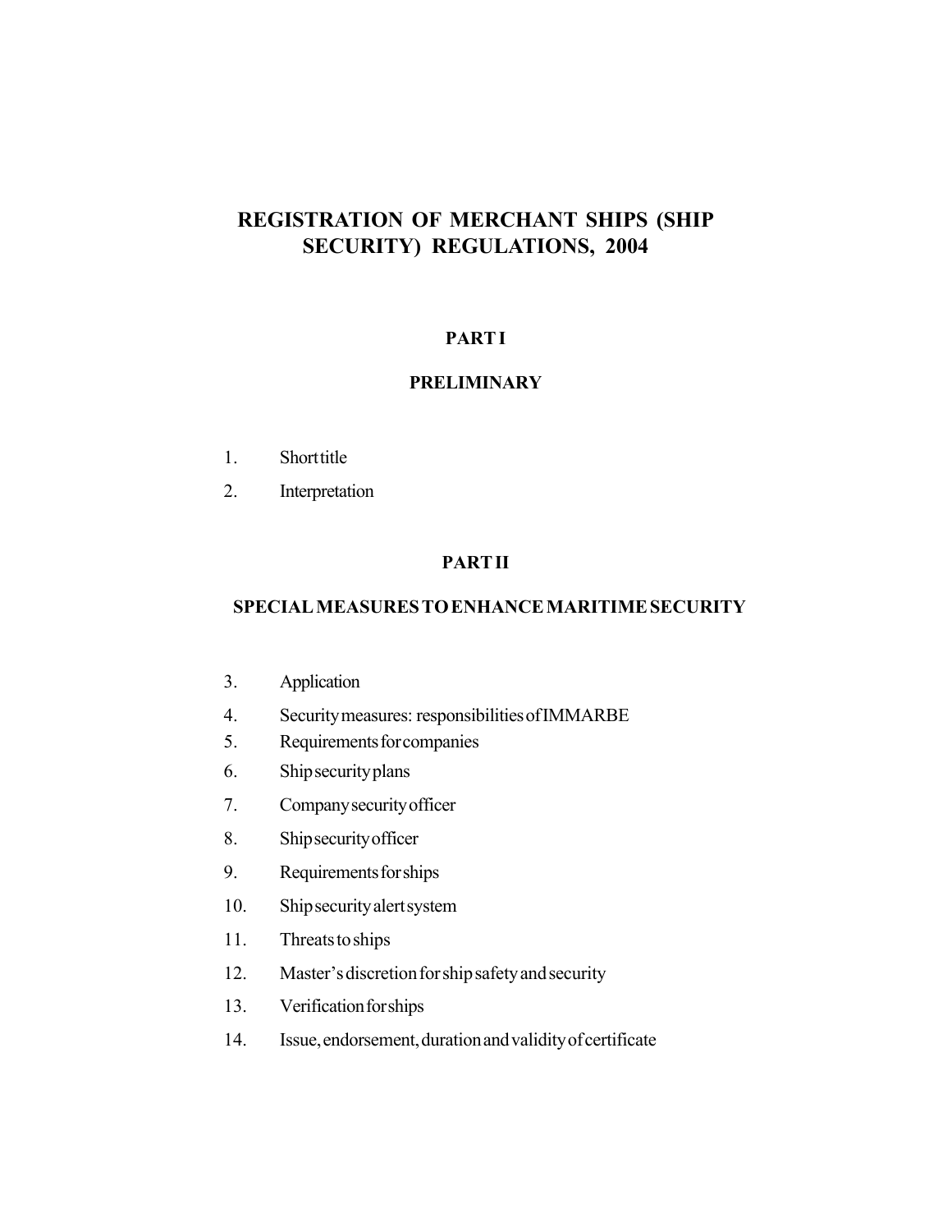# REGISTRATION OF MERCHANT SHIPS (SHIP SECURITY) REGULATIONS, 2004

## PART I

## PRELIMINARY

1. Short title
2. Interpretation

## PART II

## SPECIAL MEASURES TO ENHANCE MARITIME SECURITY

3. Application
4. Security measures: responsibilities of IMMARBE
5. Requirements for companies
6. Ship security plans
7. Company security officer
8. Ship security officer
9. Requirements for ships
10. Ship security alert system
11. Threats to ships
12. Master's discretion for ship safety and security
13. Verification for ships
14. Issue, endorsement, duration and validity of certificate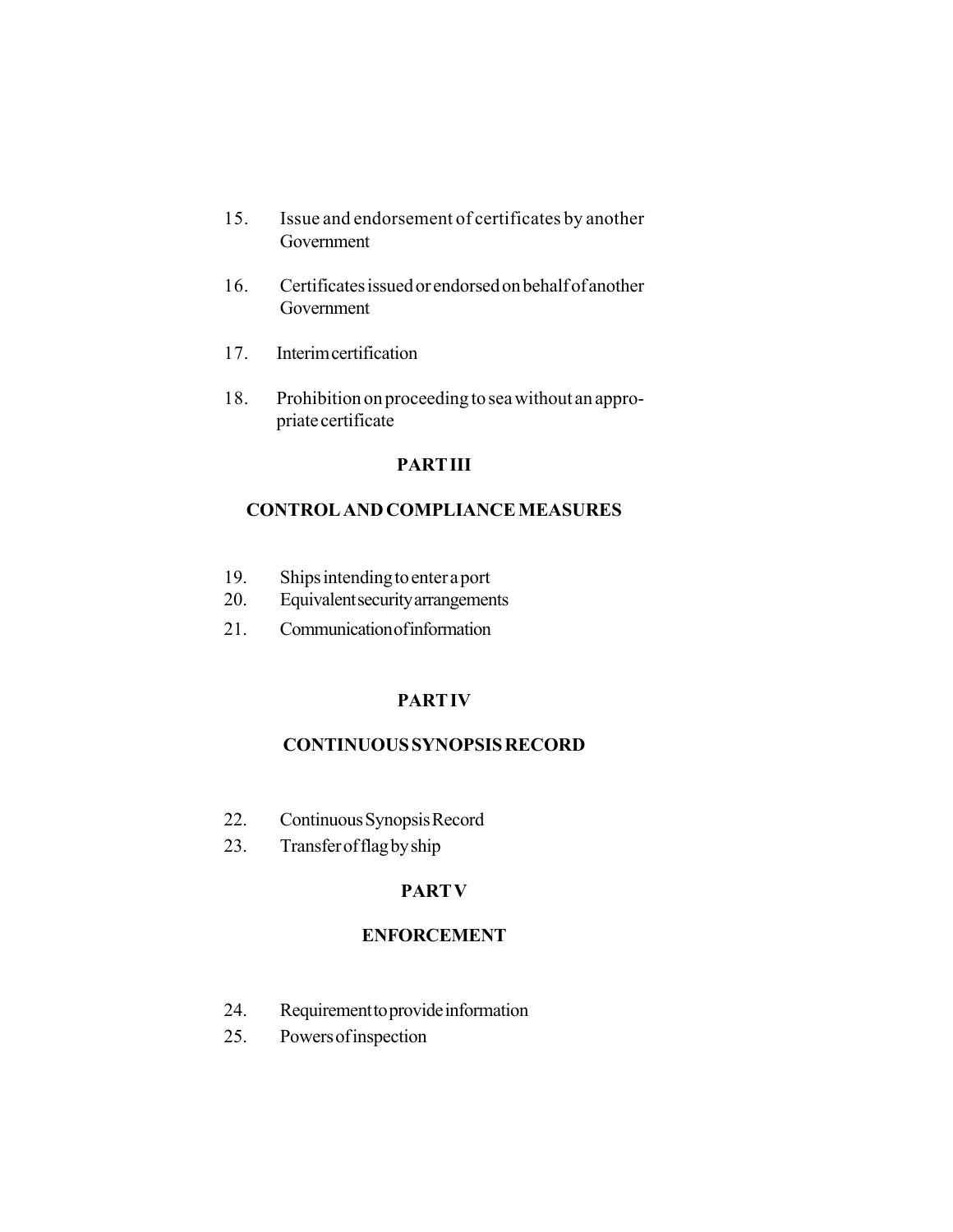15. Issue and endorsement of certificates by another Government

16. Certificates issued or endorsed on behalf of another Government

17. Interim certification

18. Prohibition on proceeding to sea without an appropriate certificate

## PART III

## CONTROL AND COMPLIANCE MEASURES

19. Ships intending to enter a port
20. Equivalent security arrangements
21. Communication of information

## PART IV

## CONTINUOUS SYNOPSIS RECORD

22. Continuous Synopsis Record
23. Transfer of flag by ship

## PART V

## ENFORCEMENT

24. Requirement to provide information
25. Powers of inspection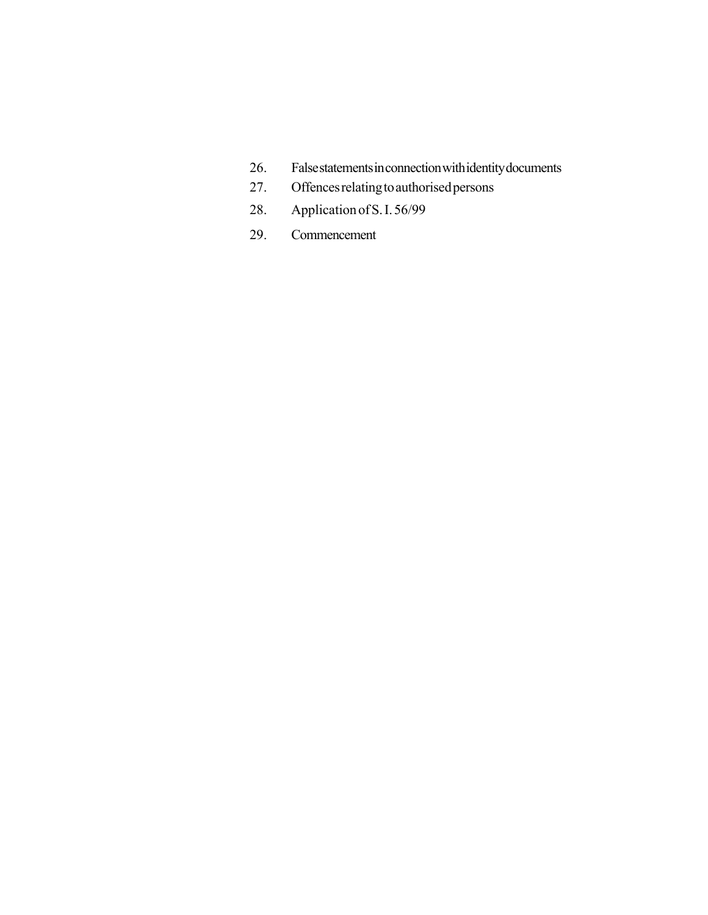26. False statements in connection with identity documents
27. Offences relating to authorised persons
28. Application of S. I. 56/99
29. Commencement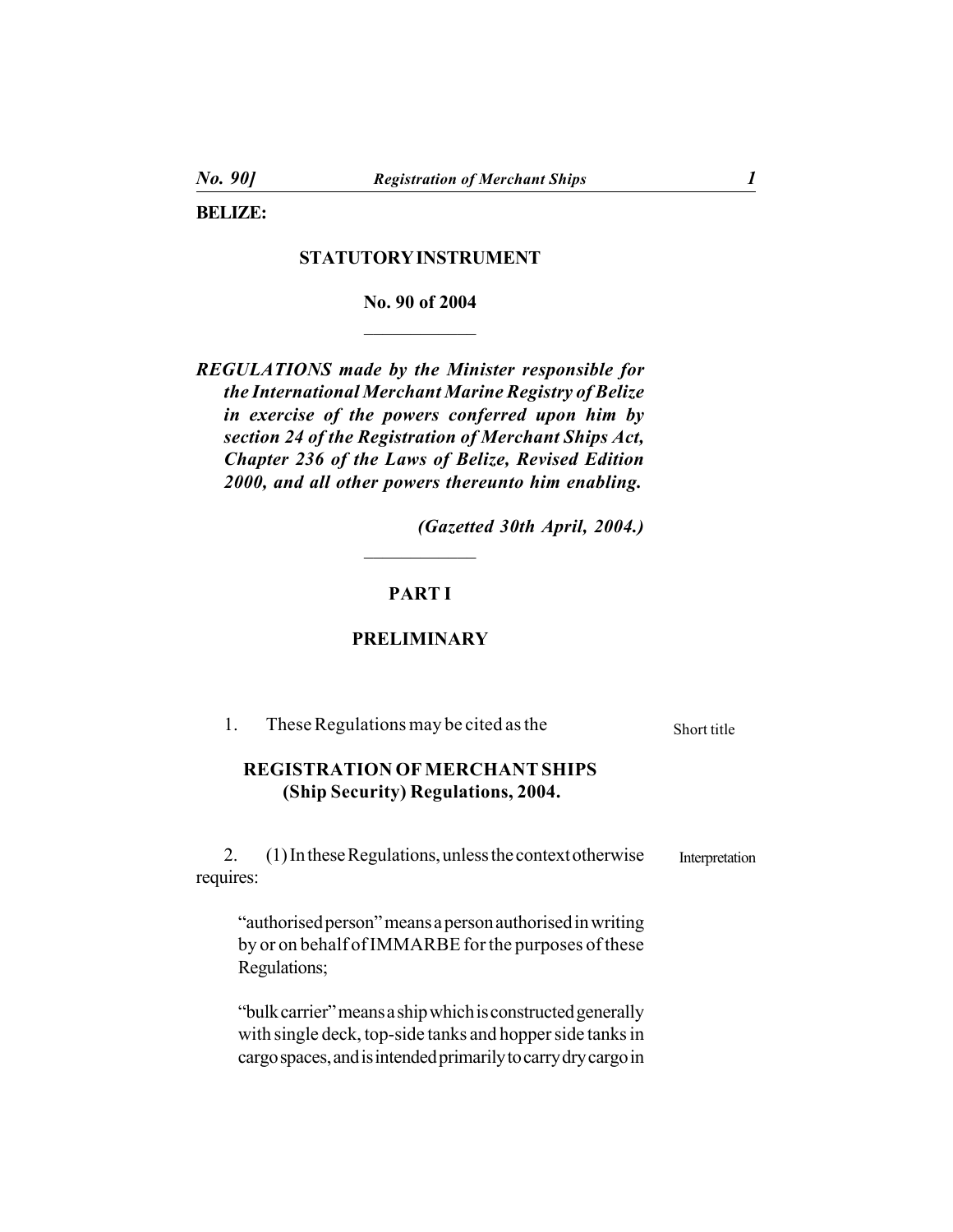**BELIZE:**

**STATUTORY INSTRUMENT**

**No. 90 of 2004**

***REGULATIONS made by the Minister responsible for the International Merchant Marine Registry of Belize in exercise of the powers conferred upon him by section 24 of the Registration of Merchant Ships Act, Chapter 236 of the Laws of Belize, Revised Edition 2000, and all other powers thereunto him enabling.***

***(Gazetted 30th April, 2004.)***

## PART I

## PRELIMINARY

Short title

1. These Regulations may be cited as the

**REGISTRATION OF MERCHANT SHIPS (Ship Security) Regulations, 2004.**

Interpretation

2. (1) In these Regulations, unless the context otherwise requires:

"authorised person" means a person authorised in writing by or on behalf of IMMARBE for the purposes of these Regulations;

"bulk carrier" means a ship which is constructed generally with single deck, top-side tanks and hopper side tanks in cargo spaces, and is intended primarily to carry dry cargo in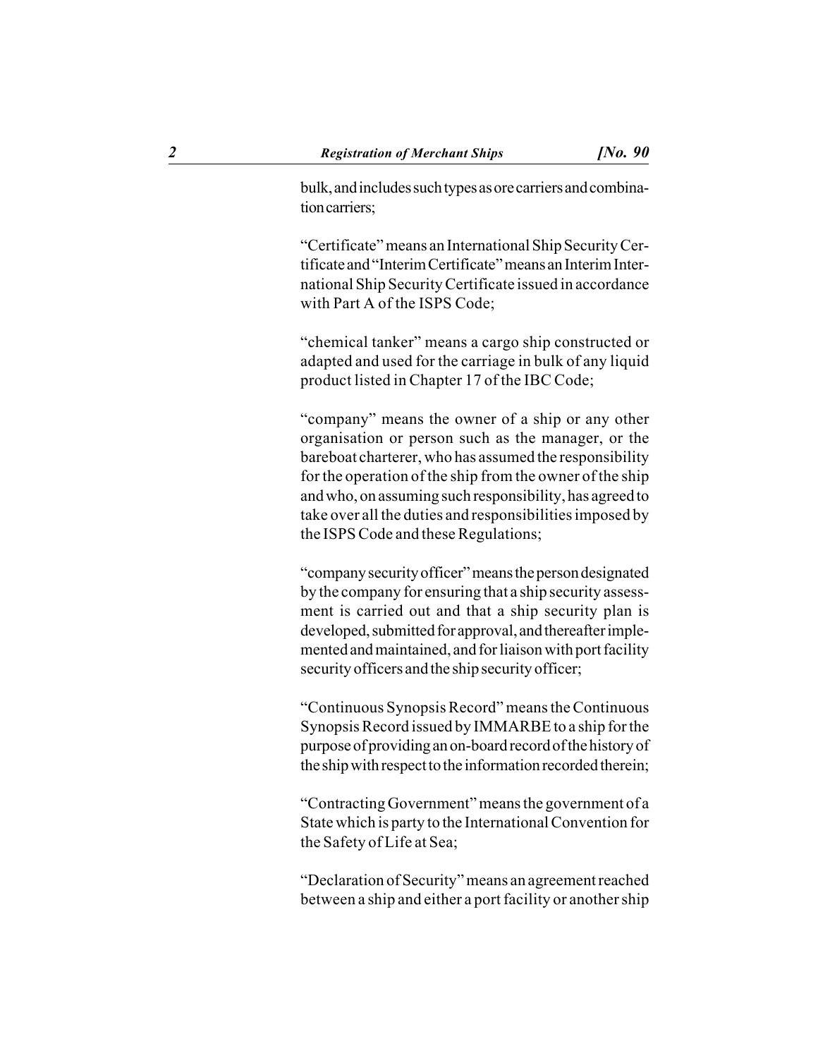bulk, and includes such types as ore carriers and combination carriers;

"Certificate" means an International Ship Security Certificate and "Interim Certificate" means an Interim International Ship Security Certificate issued in accordance with Part A of the ISPS Code;

"chemical tanker" means a cargo ship constructed or adapted and used for the carriage in bulk of any liquid product listed in Chapter 17 of the IBC Code;

"company" means the owner of a ship or any other organisation or person such as the manager, or the bareboat charterer, who has assumed the responsibility for the operation of the ship from the owner of the ship and who, on assuming such responsibility, has agreed to take over all the duties and responsibilities imposed by the ISPS Code and these Regulations;

"company security officer" means the person designated by the company for ensuring that a ship security assessment is carried out and that a ship security plan is developed, submitted for approval, and thereafter implemented and maintained, and for liaison with port facility security officers and the ship security officer;

"Continuous Synopsis Record" means the Continuous Synopsis Record issued by IMMARBE to a ship for the purpose of providing an on-board record of the history of the ship with respect to the information recorded therein;

"Contracting Government" means the government of a State which is party to the International Convention for the Safety of Life at Sea;

"Declaration of Security" means an agreement reached between a ship and either a port facility or another ship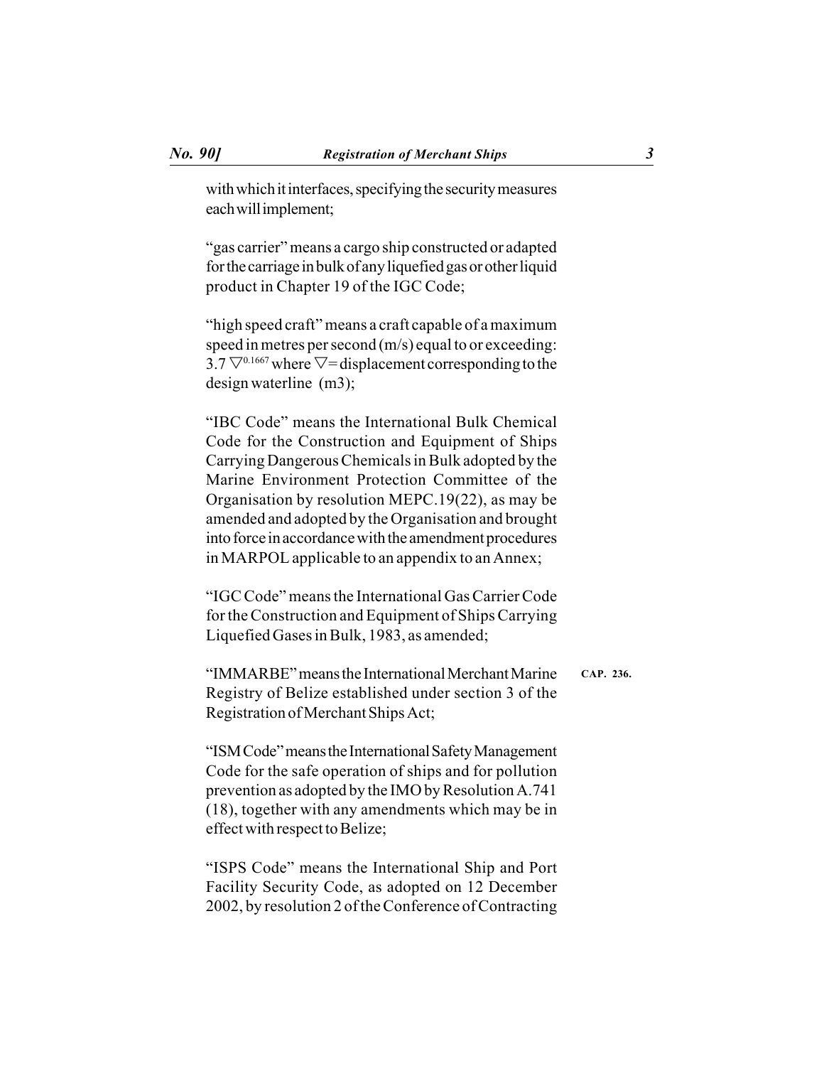with which it interfaces, specifying the security measures each will implement;

"gas carrier" means a cargo ship constructed or adapted for the carriage in bulk of any liquefied gas or other liquid product in Chapter 19 of the IGC Code;

"high speed craft" means a craft capable of a maximum speed in metres per second (m/s) equal to or exceeding: $3.7 \nabla^{0.1667}$ where $\nabla$= displacement corresponding to the design waterline (m3);

"IBC Code" means the International Bulk Chemical Code for the Construction and Equipment of Ships Carrying Dangerous Chemicals in Bulk adopted by the Marine Environment Protection Committee of the Organisation by resolution MEPC.19(22), as may be amended and adopted by the Organisation and brought into force in accordance with the amendment procedures in MARPOL applicable to an appendix to an Annex;

"IGC Code" means the International Gas Carrier Code for the Construction and Equipment of Ships Carrying Liquefied Gases in Bulk, 1983, as amended;

"IMMARBE" means the International Merchant Marine Registry of Belize established under section 3 of the Registration of Merchant Ships Act; **CAP. 236.**

"ISM Code" means the International Safety Management Code for the safe operation of ships and for pollution prevention as adopted by the IMO by Resolution A.741 (18), together with any amendments which may be in effect with respect to Belize;

"ISPS Code" means the International Ship and Port Facility Security Code, as adopted on 12 December 2002, by resolution 2 of the Conference of Contracting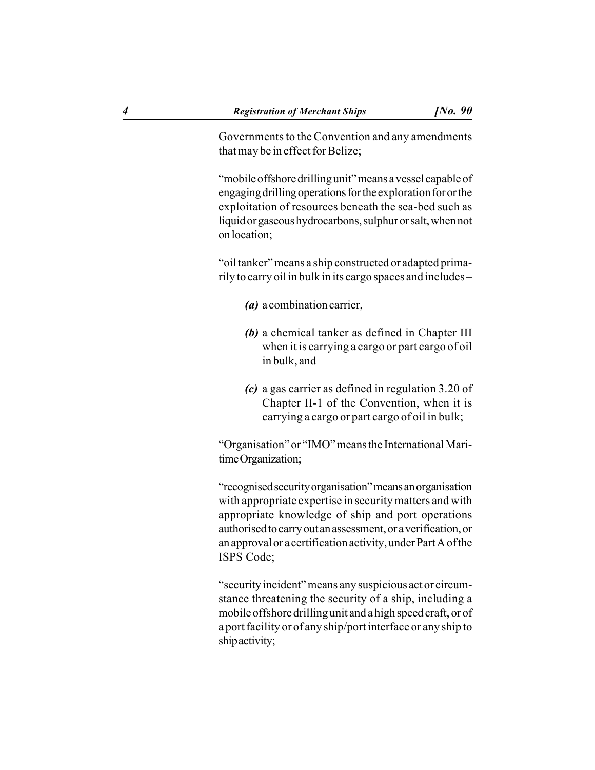Governments to the Convention and any amendments that may be in effect for Belize;

"mobile offshore drilling unit" means a vessel capable of engaging drilling operations for the exploration for or the exploitation of resources beneath the sea-bed such as liquid or gaseous hydrocarbons, sulphur or salt, when not on location;

"oil tanker" means a ship constructed or adapted primarily to carry oil in bulk in its cargo spaces and includes –

*(a)* a combination carrier,

*(b)* a chemical tanker as defined in Chapter III when it is carrying a cargo or part cargo of oil in bulk, and

*(c)* a gas carrier as defined in regulation 3.20 of Chapter II-1 of the Convention, when it is carrying a cargo or part cargo of oil in bulk;

"Organisation" or "IMO" means the International Maritime Organization;

"recognised security organisation" means an organisation with appropriate expertise in security matters and with appropriate knowledge of ship and port operations authorised to carry out an assessment, or a verification, or an approval or a certification activity, under Part A of the ISPS Code;

"security incident" means any suspicious act or circumstance threatening the security of a ship, including a mobile offshore drilling unit and a high speed craft, or of a port facility or of any ship/port interface or any ship to ship activity;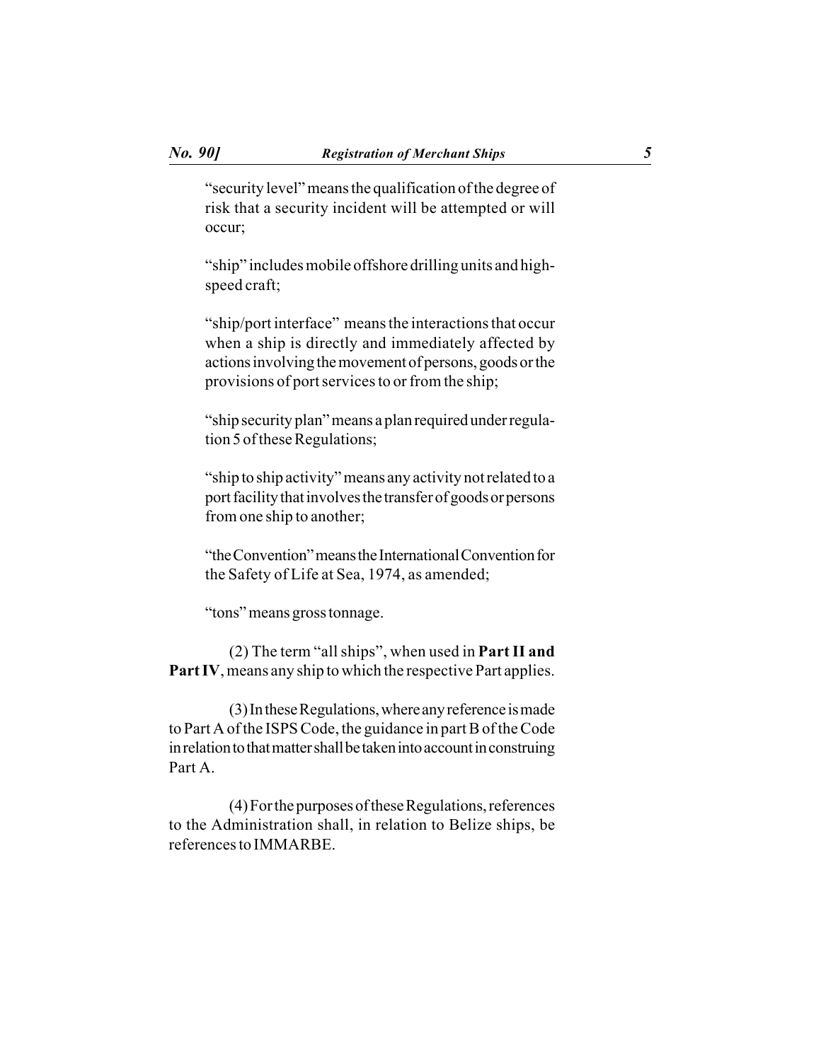"security level" means the qualification of the degree of risk that a security incident will be attempted or will occur;

"ship" includes mobile offshore drilling units and high-speed craft;

"ship/port interface" means the interactions that occur when a ship is directly and immediately affected by actions involving the movement of persons, goods or the provisions of port services to or from the ship;

"ship security plan" means a plan required under regulation 5 of these Regulations;

"ship to ship activity" means any activity not related to a port facility that involves the transfer of goods or persons from one ship to another;

"the Convention" means the International Convention for the Safety of Life at Sea, 1974, as amended;

"tons" means gross tonnage.

(2) The term "all ships", when used in **Part II and Part IV**, means any ship to which the respective Part applies.

(3) In these Regulations, where any reference is made to Part A of the ISPS Code, the guidance in part B of the Code in relation to that matter shall be taken into account in construing Part A.

(4) For the purposes of these Regulations, references to the Administration shall, in relation to Belize ships, be references to IMMARBE.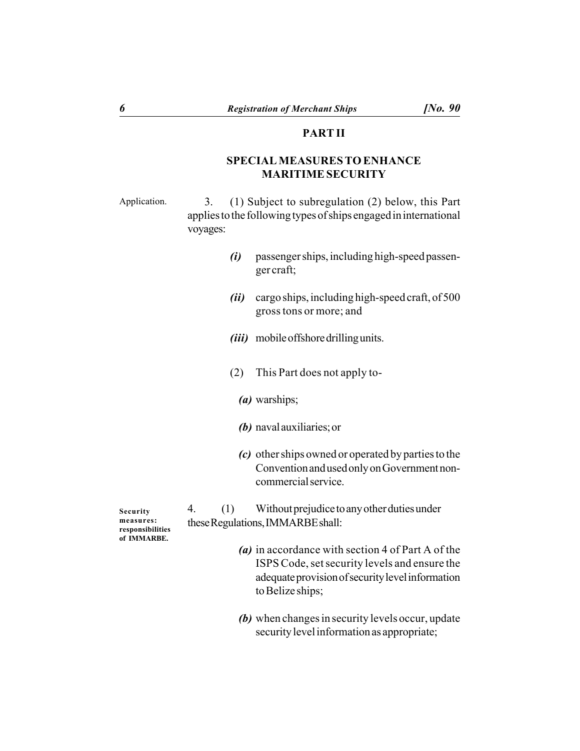## PART II

## SPECIAL MEASURES TO ENHANCE MARITIME SECURITY

Application.

3. (1) Subject to subregulation (2) below, this Part applies to the following types of ships engaged in international voyages:

*(i)* passenger ships, including high-speed passenger craft;

*(ii)* cargo ships, including high-speed craft, of 500 gross tons or more; and

*(iii)* mobile offshore drilling units.

(2) This Part does not apply to-

*(a)* warships;

*(b)* naval auxiliaries; or

*(c)* other ships owned or operated by parties to the Convention and used only on Government non-commercial service.

**Security measures: responsibilities of IMMARBE.**

4. (1) Without prejudice to any other duties under these Regulations, IMMARBE shall:

*(a)* in accordance with section 4 of Part A of the ISPS Code, set security levels and ensure the adequate provision of security level information to Belize ships;

*(b)* when changes in security levels occur, update security level information as appropriate;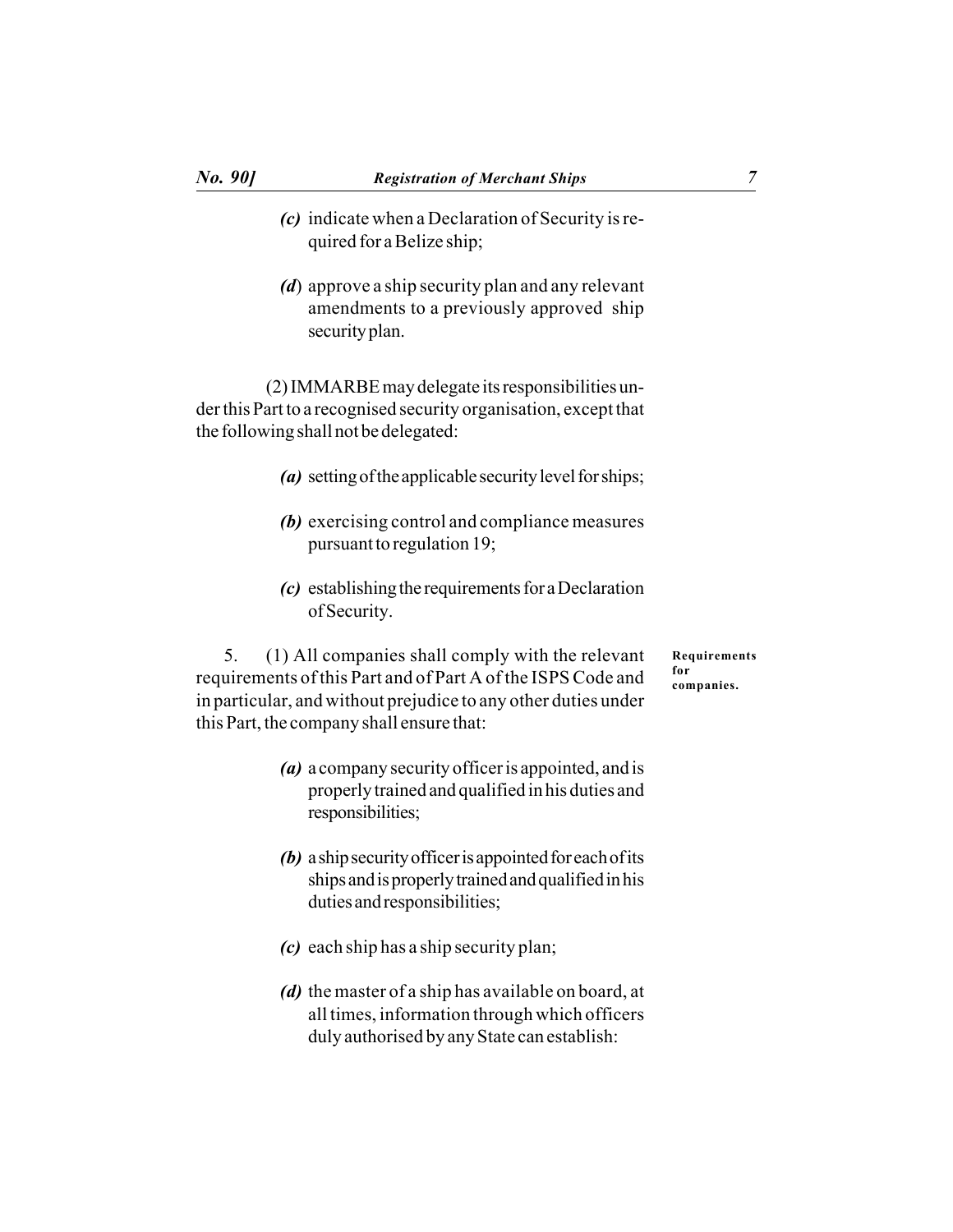*(c)* indicate when a Declaration of Security is required for a Belize ship;

*(d)* approve a ship security plan and any relevant amendments to a previously approved ship security plan.

(2) IMMARBE may delegate its responsibilities under this Part to a recognised security organisation, except that the following shall not be delegated:

*(a)* setting of the applicable security level for ships;

*(b)* exercising control and compliance measures pursuant to regulation 19;

*(c)* establishing the requirements for a Declaration of Security.

**Requirements for companies.**

5. (1) All companies shall comply with the relevant requirements of this Part and of Part A of the ISPS Code and in particular, and without prejudice to any other duties under this Part, the company shall ensure that:

*(a)* a company security officer is appointed, and is properly trained and qualified in his duties and responsibilities;

*(b)* a ship security officer is appointed for each of its ships and is properly trained and qualified in his duties and responsibilities;

*(c)* each ship has a ship security plan;

*(d)* the master of a ship has available on board, at all times, information through which officers duly authorised by any State can establish: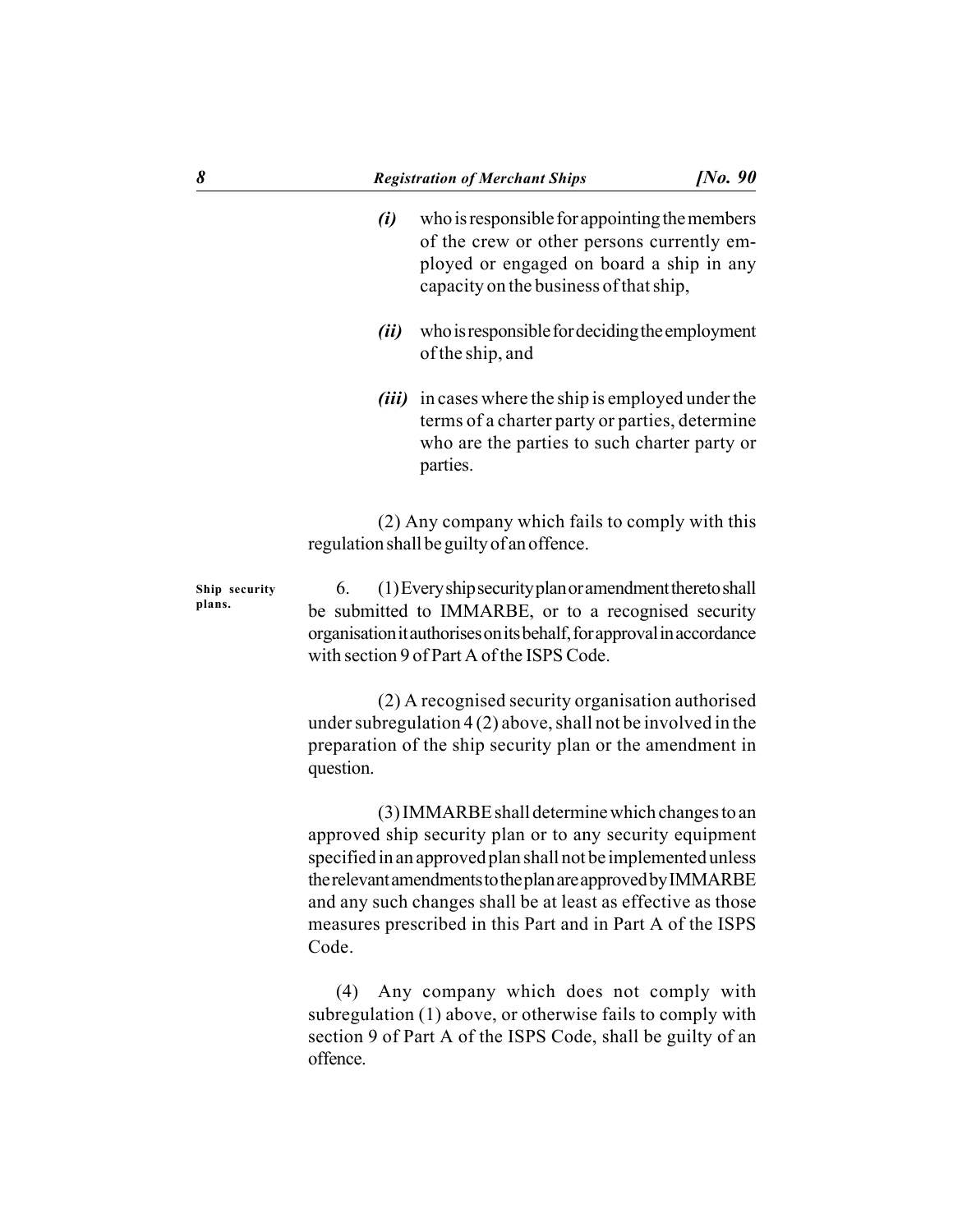*(i)* who is responsible for appointing the members of the crew or other persons currently employed or engaged on board a ship in any capacity on the business of that ship,

*(ii)* who is responsible for deciding the employment of the ship, and

*(iii)* in cases where the ship is employed under the terms of a charter party or parties, determine who are the parties to such charter party or parties.

(2) Any company which fails to comply with this regulation shall be guilty of an offence.

**Ship security plans.**

6. (1) Every ship security plan or amendment thereto shall be submitted to IMMARBE, or to a recognised security organisation it authorises on its behalf, for approval in accordance with section 9 of Part A of the ISPS Code.

(2) A recognised security organisation authorised under subregulation 4 (2) above, shall not be involved in the preparation of the ship security plan or the amendment in question.

(3) IMMARBE shall determine which changes to an approved ship security plan or to any security equipment specified in an approved plan shall not be implemented unless the relevant amendments to the plan are approved by IMMARBE and any such changes shall be at least as effective as those measures prescribed in this Part and in Part A of the ISPS Code.

(4) Any company which does not comply with subregulation (1) above, or otherwise fails to comply with section 9 of Part A of the ISPS Code, shall be guilty of an offence.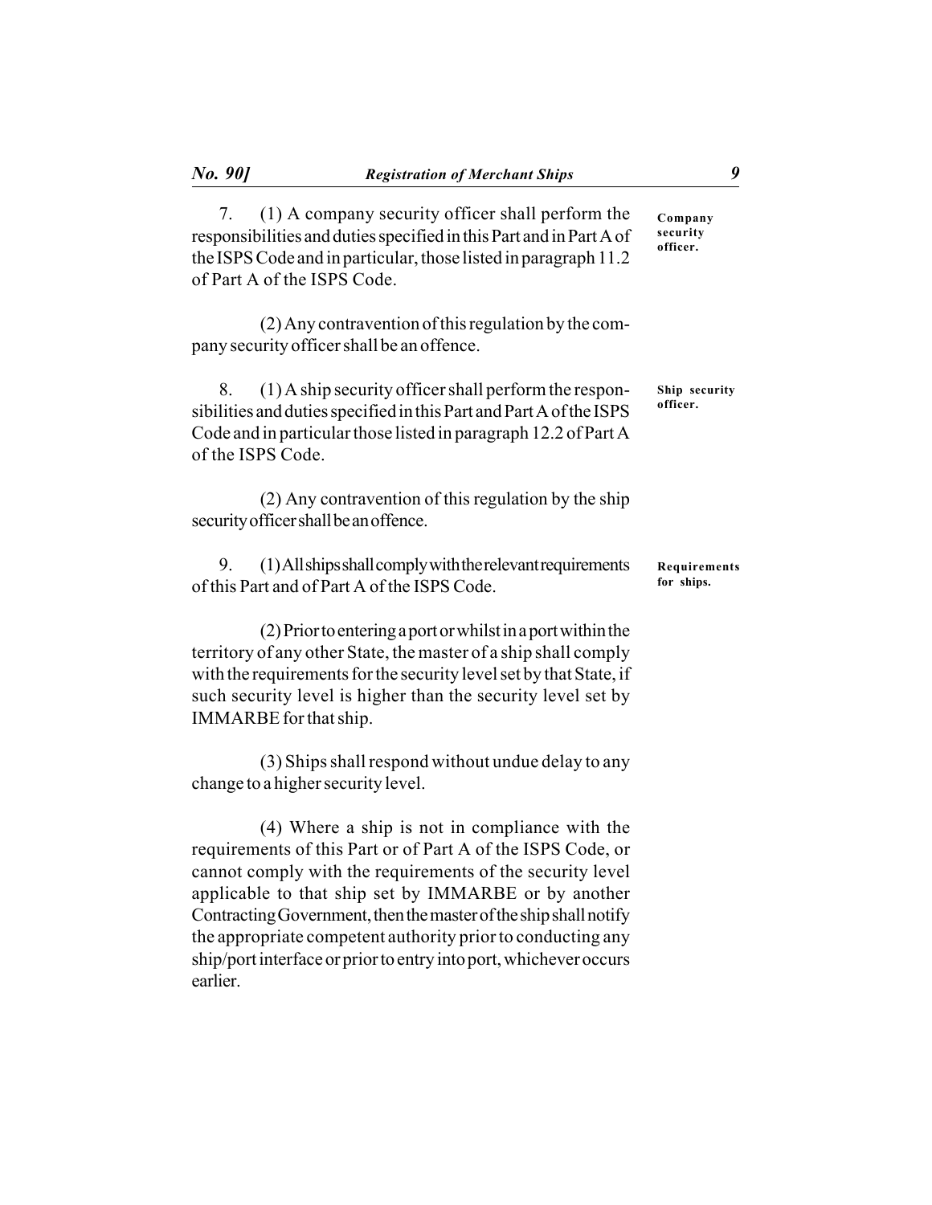7. (1) A company security officer shall perform the responsibilities and duties specified in this Part and in Part A of the ISPS Code and in particular, those listed in paragraph 11.2 of Part A of the ISPS Code.

**Company security officer.**

(2) Any contravention of this regulation by the company security officer shall be an offence.

8. (1) A ship security officer shall perform the responsibilities and duties specified in this Part and Part A of the ISPS Code and in particular those listed in paragraph 12.2 of Part A of the ISPS Code.

**Ship security officer.**

(2) Any contravention of this regulation by the ship security officer shall be an offence.

9. (1) All ships shall comply with the relevant requirements of this Part and of Part A of the ISPS Code.

**Requirements for ships.**

(2) Prior to entering a port or whilst in a port within the territory of any other State, the master of a ship shall comply with the requirements for the security level set by that State, if such security level is higher than the security level set by IMMARBE for that ship.

(3) Ships shall respond without undue delay to any change to a higher security level.

(4) Where a ship is not in compliance with the requirements of this Part or of Part A of the ISPS Code, or cannot comply with the requirements of the security level applicable to that ship set by IMMARBE or by another Contracting Government, then the master of the ship shall notify the appropriate competent authority prior to conducting any ship/port interface or prior to entry into port, whichever occurs earlier.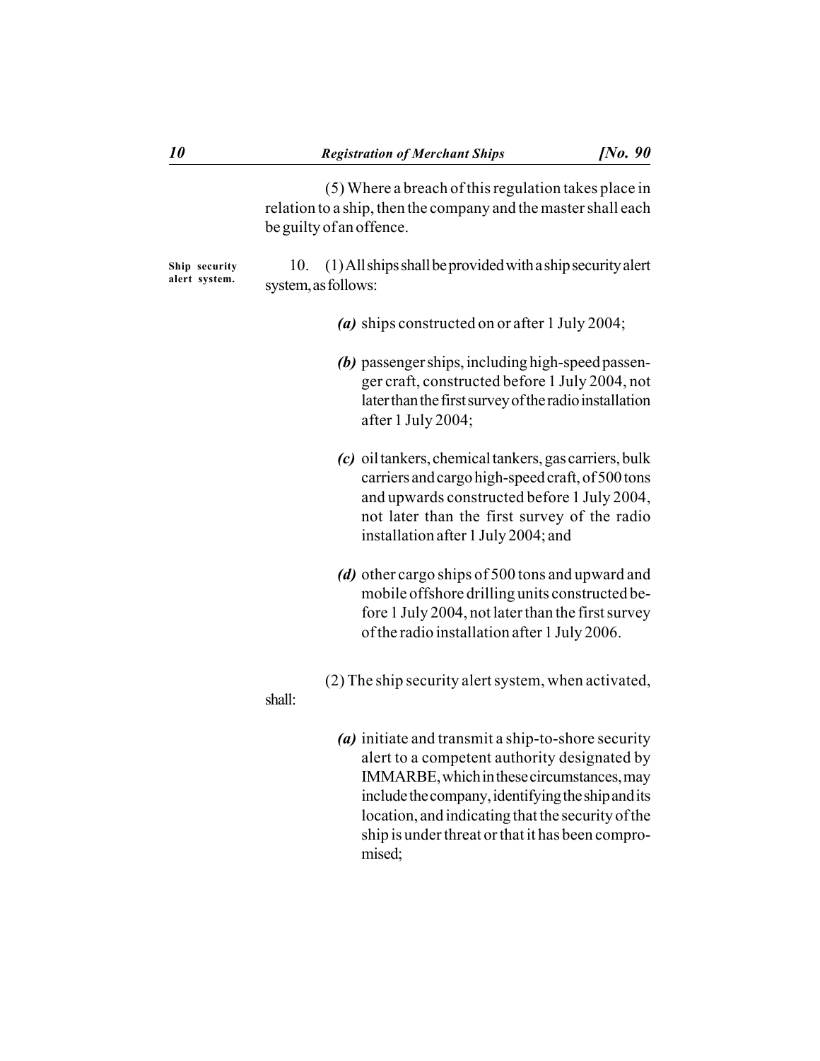(5) Where a breach of this regulation takes place in relation to a ship, then the company and the master shall each be guilty of an offence.

**Ship security alert system.**

10. (1) All ships shall be provided with a ship security alert system, as follows:

*(a)* ships constructed on or after 1 July 2004;

*(b)* passenger ships, including high-speed passenger craft, constructed before 1 July 2004, not later than the first survey of the radio installation after 1 July 2004;

*(c)* oil tankers, chemical tankers, gas carriers, bulk carriers and cargo high-speed craft, of 500 tons and upwards constructed before 1 July 2004, not later than the first survey of the radio installation after 1 July 2004; and

*(d)* other cargo ships of 500 tons and upward and mobile offshore drilling units constructed before 1 July 2004, not later than the first survey of the radio installation after 1 July 2006.

(2) The ship security alert system, when activated, shall:

*(a)* initiate and transmit a ship-to-shore security alert to a competent authority designated by IMMARBE, which in these circumstances, may include the company, identifying the ship and its location, and indicating that the security of the ship is under threat or that it has been compromised;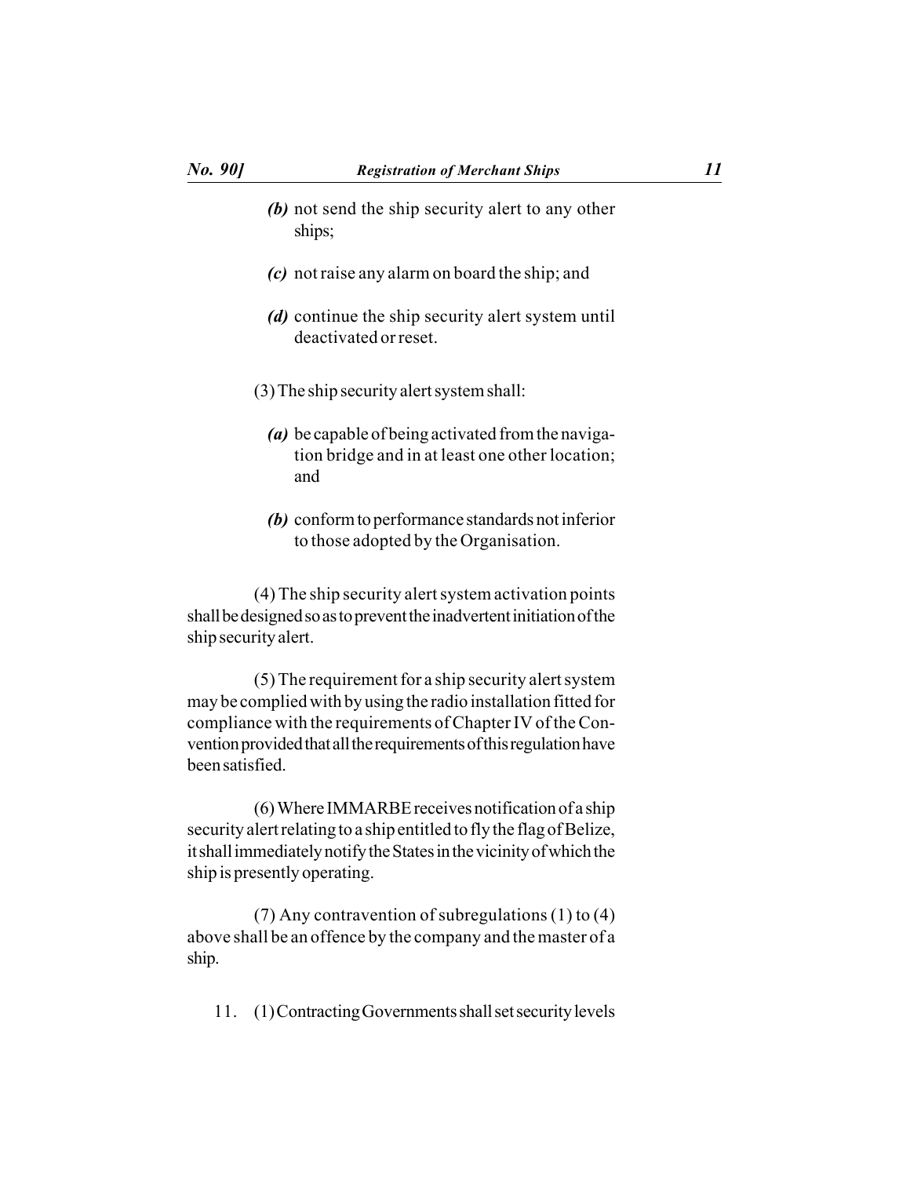*(b)* not send the ship security alert to any other ships;

*(c)* not raise any alarm on board the ship; and

*(d)* continue the ship security alert system until deactivated or reset.

(3) The ship security alert system shall:

*(a)* be capable of being activated from the navigation bridge and in at least one other location; and

*(b)* conform to performance standards not inferior to those adopted by the Organisation.

(4) The ship security alert system activation points shall be designed so as to prevent the inadvertent initiation of the ship security alert.

(5) The requirement for a ship security alert system may be complied with by using the radio installation fitted for compliance with the requirements of Chapter IV of the Convention provided that all the requirements of this regulation have been satisfied.

(6) Where IMMARBE receives notification of a ship security alert relating to a ship entitled to fly the flag of Belize, it shall immediately notify the States in the vicinity of which the ship is presently operating.

(7) Any contravention of subregulations (1) to (4) above shall be an offence by the company and the master of a ship.

11. (1) Contracting Governments shall set security levels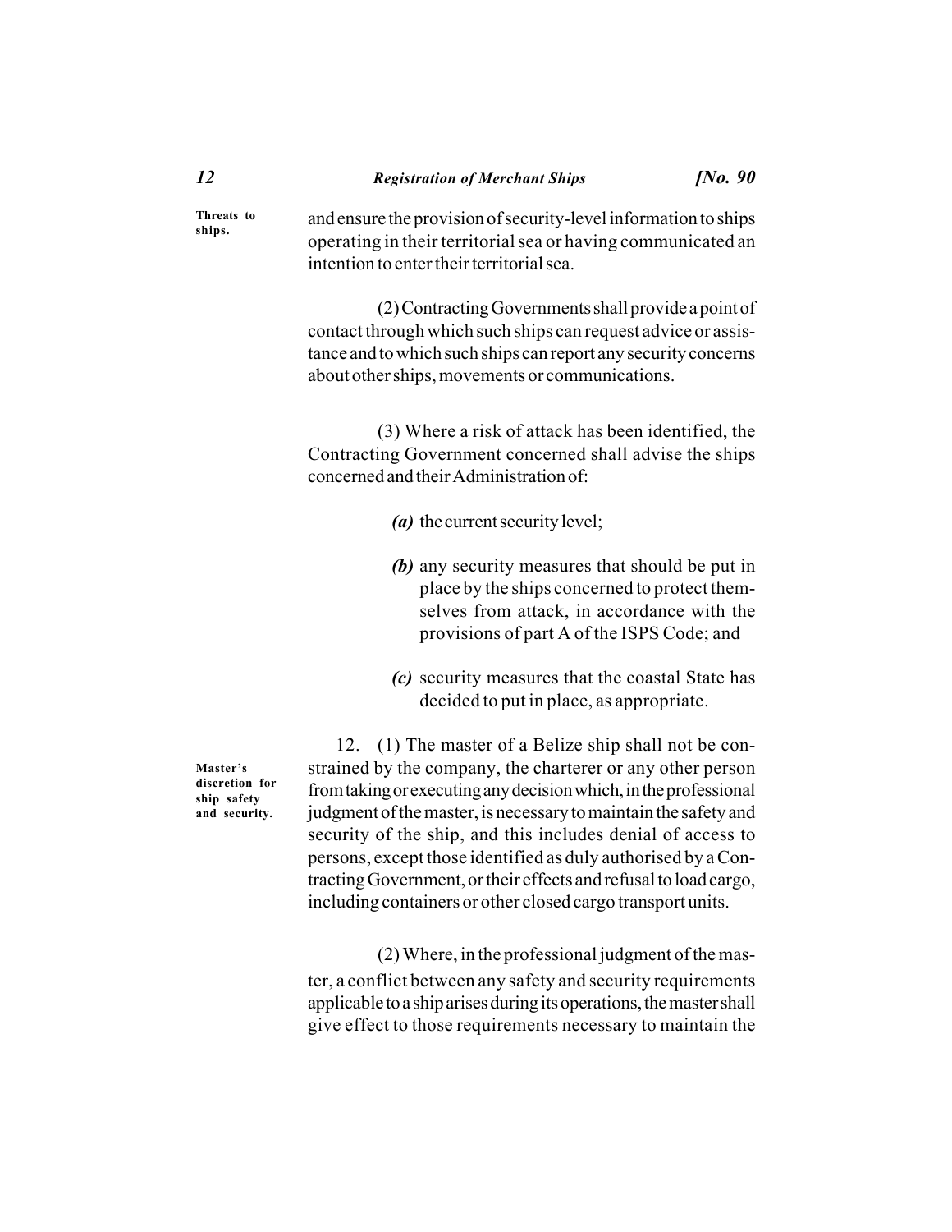**Threats to ships.**

and ensure the provision of security-level information to ships operating in their territorial sea or having communicated an intention to enter their territorial sea.

(2) Contracting Governments shall provide a point of contact through which such ships can request advice or assistance and to which such ships can report any security concerns about other ships, movements or communications.

(3) Where a risk of attack has been identified, the Contracting Government concerned shall advise the ships concerned and their Administration of:

*(a)* the current security level;

*(b)* any security measures that should be put in place by the ships concerned to protect themselves from attack, in accordance with the provisions of part A of the ISPS Code; and

*(c)* security measures that the coastal State has decided to put in place, as appropriate.

**Master's discretion for ship safety and security.**

12. (1) The master of a Belize ship shall not be constrained by the company, the charterer or any other person from taking or executing any decision which, in the professional judgment of the master, is necessary to maintain the safety and security of the ship, and this includes denial of access to persons, except those identified as duly authorised by a Contracting Government, or their effects and refusal to load cargo, including containers or other closed cargo transport units.

(2) Where, in the professional judgment of the master, a conflict between any safety and security requirements applicable to a ship arises during its operations, the master shall give effect to those requirements necessary to maintain the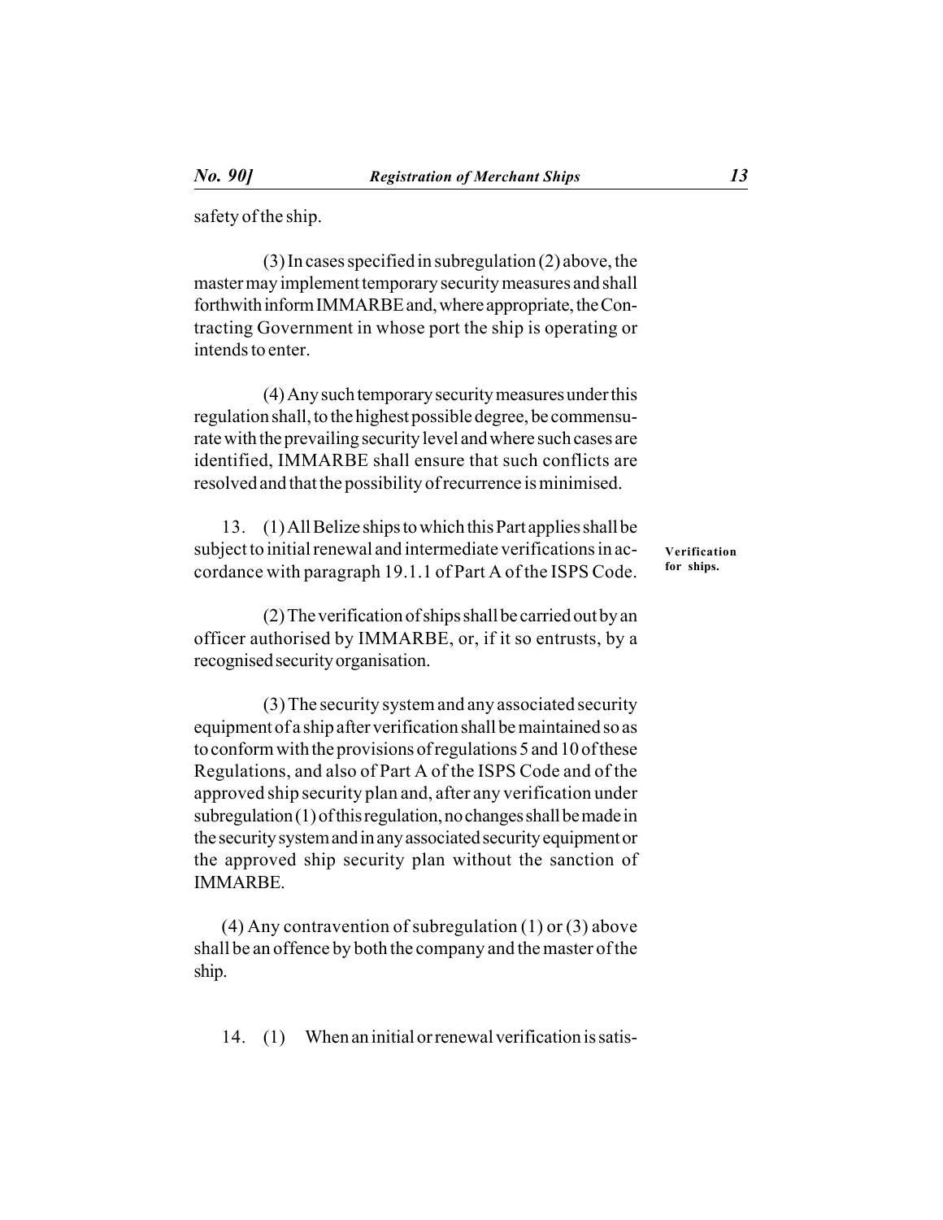safety of the ship.

(3) In cases specified in subregulation (2) above, the master may implement temporary security measures and shall forthwith inform IMMARBE and, where appropriate, the Contracting Government in whose port the ship is operating or intends to enter.

(4) Any such temporary security measures under this regulation shall, to the highest possible degree, be commensurate with the prevailing security level and where such cases are identified, IMMARBE shall ensure that such conflicts are resolved and that the possibility of recurrence is minimised.

**Verification for ships.**

13. (1) All Belize ships to which this Part applies shall be subject to initial renewal and intermediate verifications in accordance with paragraph 19.1.1 of Part A of the ISPS Code.

(2) The verification of ships shall be carried out by an officer authorised by IMMARBE, or, if it so entrusts, by a recognised security organisation.

(3) The security system and any associated security equipment of a ship after verification shall be maintained so as to conform with the provisions of regulations 5 and 10 of these Regulations, and also of Part A of the ISPS Code and of the approved ship security plan and, after any verification under subregulation (1) of this regulation, no changes shall be made in the security system and in any associated security equipment or the approved ship security plan without the sanction of IMMARBE.

(4) Any contravention of subregulation (1) or (3) above shall be an offence by both the company and the master of the ship.

14. (1) When an initial or renewal verification is satis-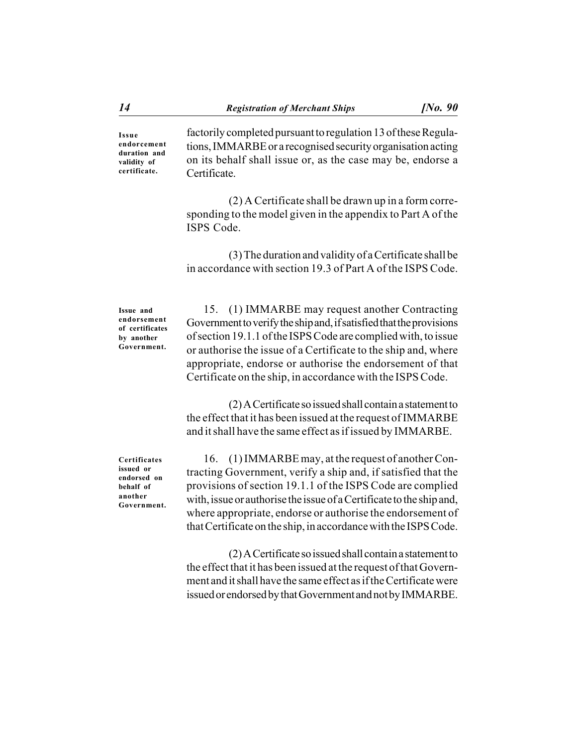**Issue endorcement duration and validity of certificate.**

factorily completed pursuant to regulation 13 of these Regulations, IMMARBE or a recognised security organisation acting on its behalf shall issue or, as the case may be, endorse a Certificate.

(2) A Certificate shall be drawn up in a form corresponding to the model given in the appendix to Part A of the ISPS Code.

(3) The duration and validity of a Certificate shall be in accordance with section 19.3 of Part A of the ISPS Code.

**Issue and endorsement of certificates by another Government.**

15. (1) IMMARBE may request another Contracting Government to verify the ship and, if satisfied that the provisions of section 19.1.1 of the ISPS Code are complied with, to issue or authorise the issue of a Certificate to the ship and, where appropriate, endorse or authorise the endorsement of that Certificate on the ship, in accordance with the ISPS Code.

(2) A Certificate so issued shall contain a statement to the effect that it has been issued at the request of IMMARBE and it shall have the same effect as if issued by IMMARBE.

**Certificates issued or endorsed on behalf of another Government.**

16. (1) IMMARBE may, at the request of another Contracting Government, verify a ship and, if satisfied that the provisions of section 19.1.1 of the ISPS Code are complied with, issue or authorise the issue of a Certificate to the ship and, where appropriate, endorse or authorise the endorsement of that Certificate on the ship, in accordance with the ISPS Code.

(2) A Certificate so issued shall contain a statement to the effect that it has been issued at the request of that Government and it shall have the same effect as if the Certificate were issued or endorsed by that Government and not by IMMARBE.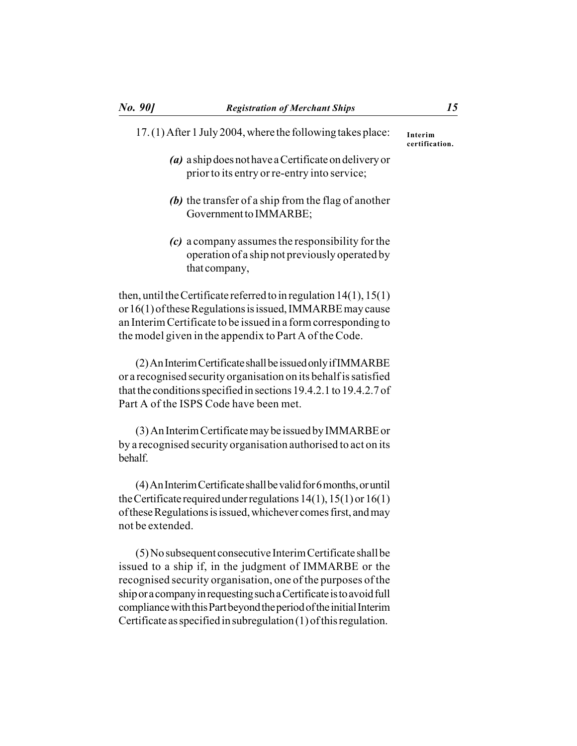**Interim certification.**

17. (1) After 1 July 2004, where the following takes place:

> ***(a)*** a ship does not have a Certificate on delivery or prior to its entry or re-entry into service;
>
> ***(b)*** the transfer of a ship from the flag of another Government to IMMARBE;
>
> ***(c)*** a company assumes the responsibility for the operation of a ship not previously operated by that company,

then, until the Certificate referred to in regulation 14(1), 15(1) or 16(1) of these Regulations is issued, IMMARBE may cause an Interim Certificate to be issued in a form corresponding to the model given in the appendix to Part A of the Code.

(2) An Interim Certificate shall be issued only if IMMARBE or a recognised security organisation on its behalf is satisfied that the conditions specified in sections 19.4.2.1 to 19.4.2.7 of Part A of the ISPS Code have been met.

(3) An Interim Certificate may be issued by IMMARBE or by a recognised security organisation authorised to act on its behalf.

(4) An Interim Certificate shall be valid for 6 months, or until the Certificate required under regulations 14(1), 15(1) or 16(1) of these Regulations is issued, whichever comes first, and may not be extended.

(5) No subsequent consecutive Interim Certificate shall be issued to a ship if, in the judgment of IMMARBE or the recognised security organisation, one of the purposes of the ship or a company in requesting such a Certificate is to avoid full compliance with this Part beyond the period of the initial Interim Certificate as specified in subregulation (1) of this regulation.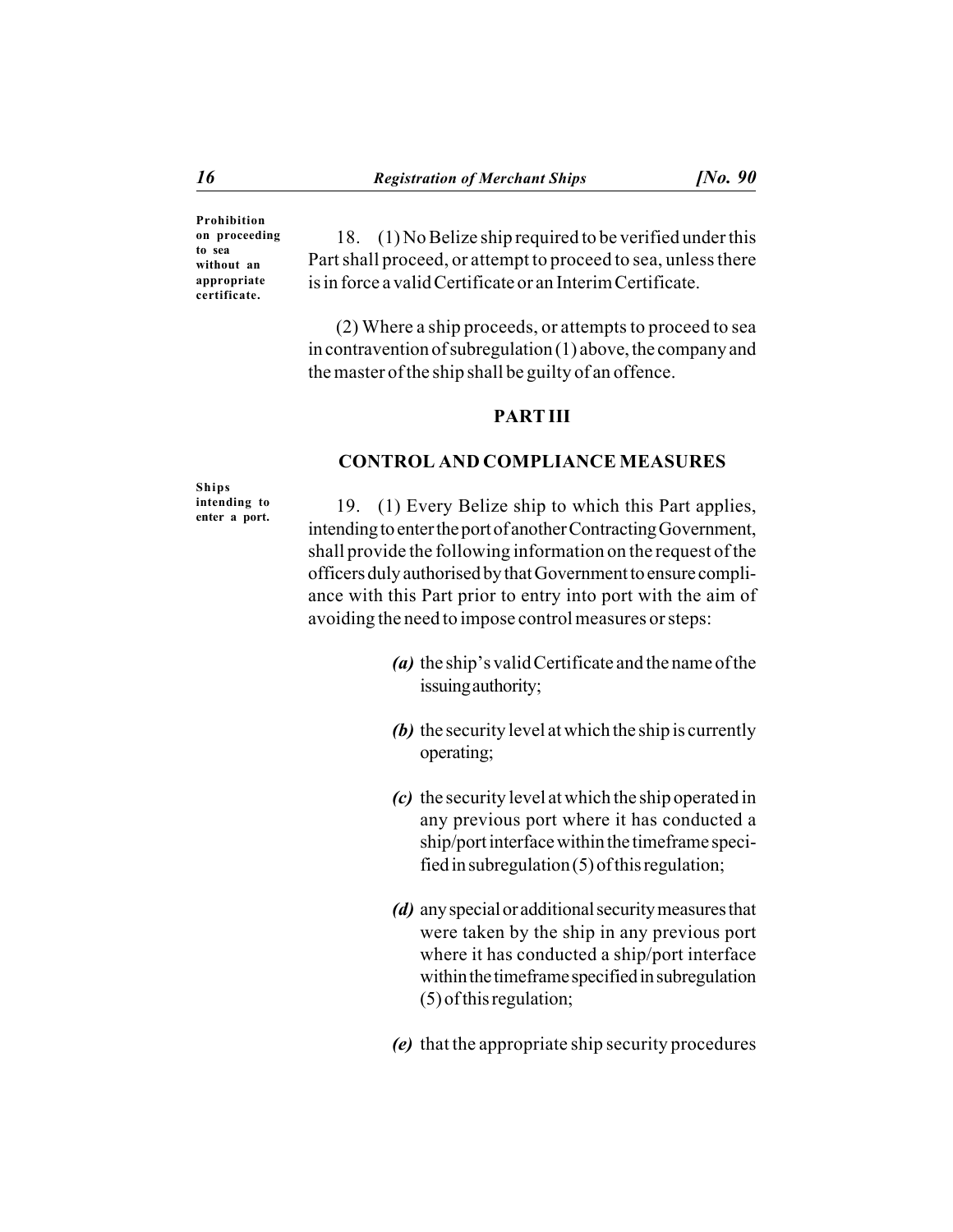**Prohibition on proceeding to sea without an appropriate certificate.**

18. (1) No Belize ship required to be verified under this Part shall proceed, or attempt to proceed to sea, unless there is in force a valid Certificate or an Interim Certificate.

(2) Where a ship proceeds, or attempts to proceed to sea in contravention of subregulation (1) above, the company and the master of the ship shall be guilty of an offence.

## PART III

## CONTROL AND COMPLIANCE MEASURES

**Ships intending to enter a port.**

19. (1) Every Belize ship to which this Part applies, intending to enter the port of another Contracting Government, shall provide the following information on the request of the officers duly authorised by that Government to ensure compliance with this Part prior to entry into port with the aim of avoiding the need to impose control measures or steps:

*(a)* the ship's valid Certificate and the name of the issuing authority;

*(b)* the security level at which the ship is currently operating;

*(c)* the security level at which the ship operated in any previous port where it has conducted a ship/port interface within the timeframe specified in subregulation (5) of this regulation;

*(d)* any special or additional security measures that were taken by the ship in any previous port where it has conducted a ship/port interface within the timeframe specified in subregulation (5) of this regulation;

*(e)* that the appropriate ship security procedures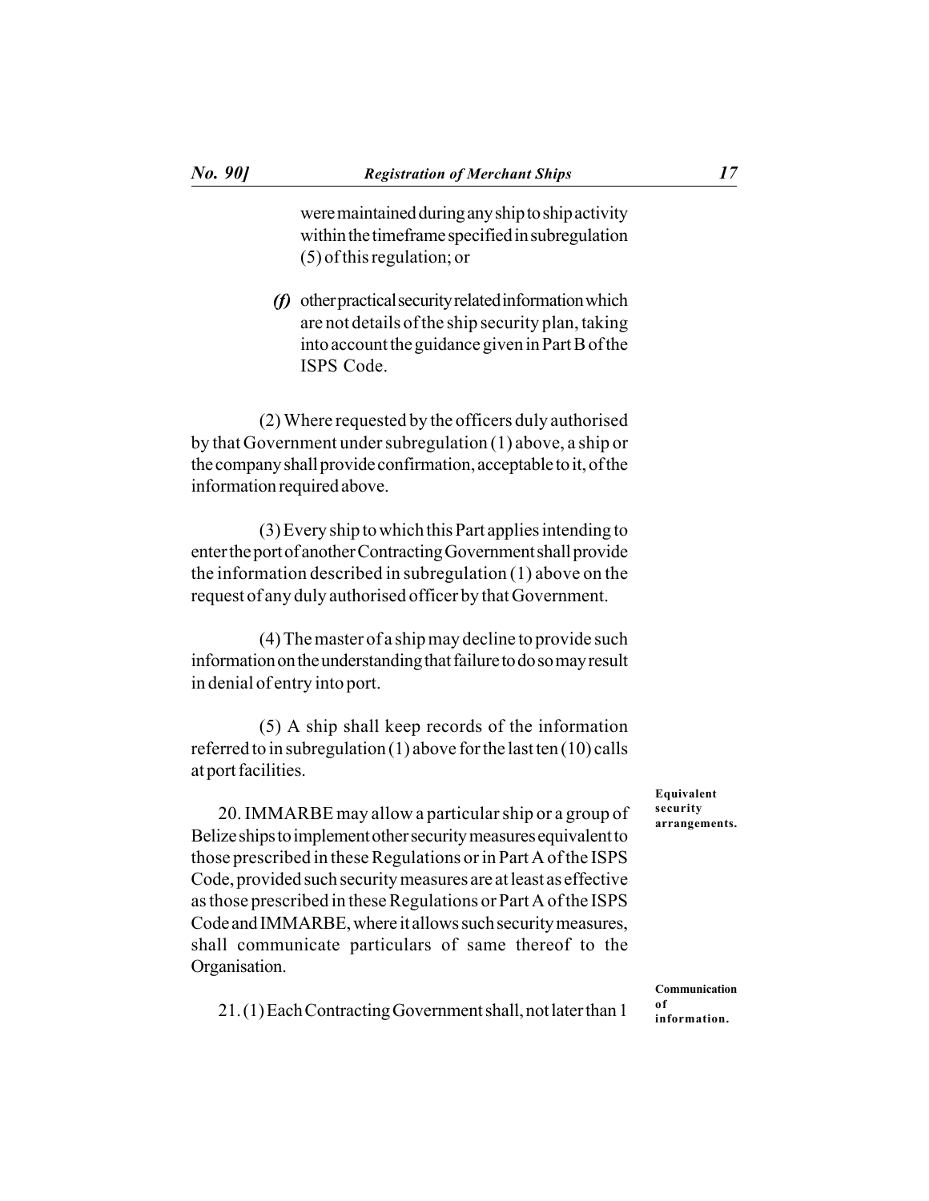were maintained during any ship to ship activity within the timeframe specified in subregulation (5) of this regulation; or

*(f)* other practical security related information which are not details of the ship security plan, taking into account the guidance given in Part B of the ISPS Code.

(2) Where requested by the officers duly authorised by that Government under subregulation (1) above, a ship or the company shall provide confirmation, acceptable to it, of the information required above.

(3) Every ship to which this Part applies intending to enter the port of another Contracting Government shall provide the information described in subregulation (1) above on the request of any duly authorised officer by that Government.

(4) The master of a ship may decline to provide such information on the understanding that failure to do so may result in denial of entry into port.

(5) A ship shall keep records of the information referred to in subregulation (1) above for the last ten (10) calls at port facilities.

**Equivalent security arrangements.**

20. IMMARBE may allow a particular ship or a group of Belize ships to implement other security measures equivalent to those prescribed in these Regulations or in Part A of the ISPS Code, provided such security measures are at least as effective as those prescribed in these Regulations or Part A of the ISPS Code and IMMARBE, where it allows such security measures, shall communicate particulars of same thereof to the Organisation.

**Communication of information.**

21. (1) Each Contracting Government shall, not later than 1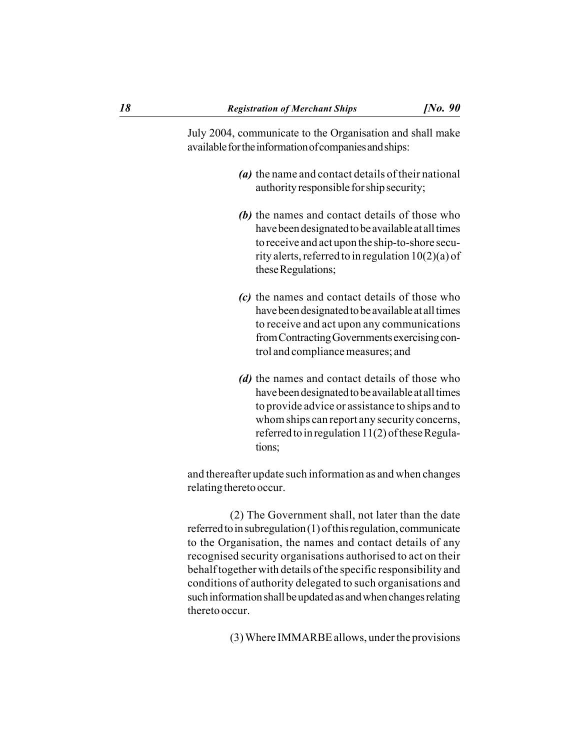July 2004, communicate to the Organisation and shall make available for the information of companies and ships:

*(a)* the name and contact details of their national authority responsible for ship security;

*(b)* the names and contact details of those who have been designated to be available at all times to receive and act upon the ship-to-shore security alerts, referred to in regulation 10(2)(a) of these Regulations;

*(c)* the names and contact details of those who have been designated to be available at all times to receive and act upon any communications from Contracting Governments exercising control and compliance measures; and

*(d)* the names and contact details of those who have been designated to be available at all times to provide advice or assistance to ships and to whom ships can report any security concerns, referred to in regulation 11(2) of these Regulations;

and thereafter update such information as and when changes relating thereto occur.

(2) The Government shall, not later than the date referred to in subregulation (1) of this regulation, communicate to the Organisation, the names and contact details of any recognised security organisations authorised to act on their behalf together with details of the specific responsibility and conditions of authority delegated to such organisations and such information shall be updated as and when changes relating thereto occur.

(3) Where IMMARBE allows, under the provisions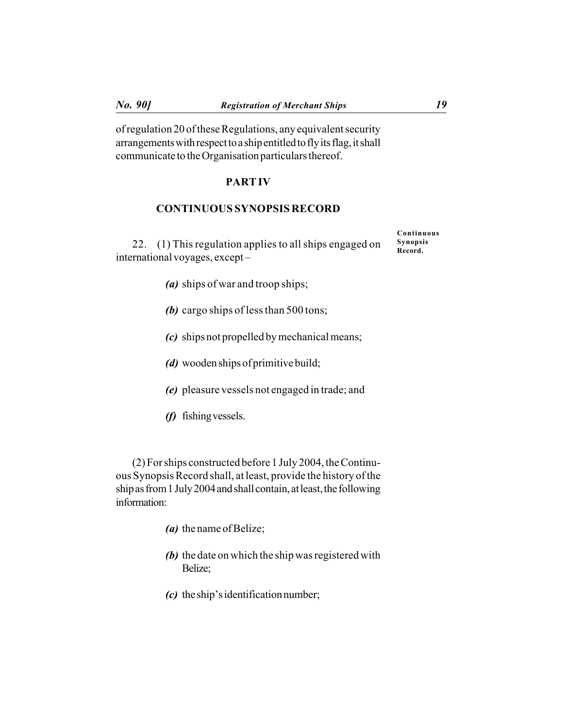of regulation 20 of these Regulations, any equivalent security arrangements with respect to a ship entitled to fly its flag, it shall communicate to the Organisation particulars thereof.

## PART IV

## CONTINUOUS SYNOPSIS RECORD

**Continuous Synopsis Record.**

22. (1) This regulation applies to all ships engaged on international voyages, except –

*(a)* ships of war and troop ships;

*(b)* cargo ships of less than 500 tons;

*(c)* ships not propelled by mechanical means;

*(d)* wooden ships of primitive build;

*(e)* pleasure vessels not engaged in trade; and

*(f)* fishing vessels.

(2) For ships constructed before 1 July 2004, the Continuous Synopsis Record shall, at least, provide the history of the ship as from 1 July 2004 and shall contain, at least, the following information:

*(a)* the name of Belize;

*(b)* the date on which the ship was registered with Belize;

*(c)* the ship's identification number;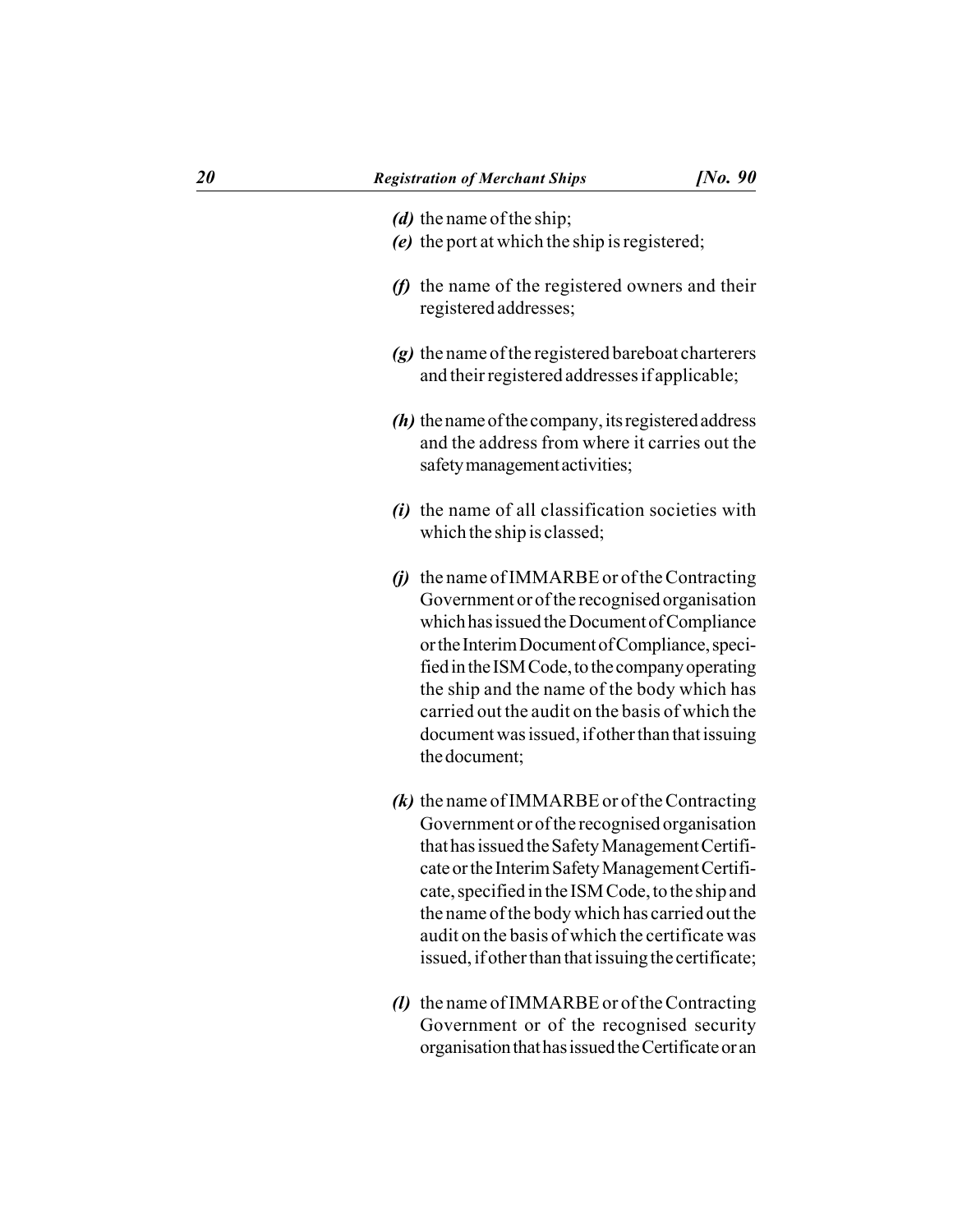*(d)* the name of the ship;

*(e)* the port at which the ship is registered;

*(f)* the name of the registered owners and their registered addresses;

*(g)* the name of the registered bareboat charterers and their registered addresses if applicable;

*(h)* the name of the company, its registered address and the address from where it carries out the safety management activities;

*(i)* the name of all classification societies with which the ship is classed;

*(j)* the name of IMMARBE or of the Contracting Government or of the recognised organisation which has issued the Document of Compliance or the Interim Document of Compliance, specified in the ISM Code, to the company operating the ship and the name of the body which has carried out the audit on the basis of which the document was issued, if other than that issuing the document;

*(k)* the name of IMMARBE or of the Contracting Government or of the recognised organisation that has issued the Safety Management Certificate or the Interim Safety Management Certificate, specified in the ISM Code, to the ship and the name of the body which has carried out the audit on the basis of which the certificate was issued, if other than that issuing the certificate;

*(l)* the name of IMMARBE or of the Contracting Government or of the recognised security organisation that has issued the Certificate or an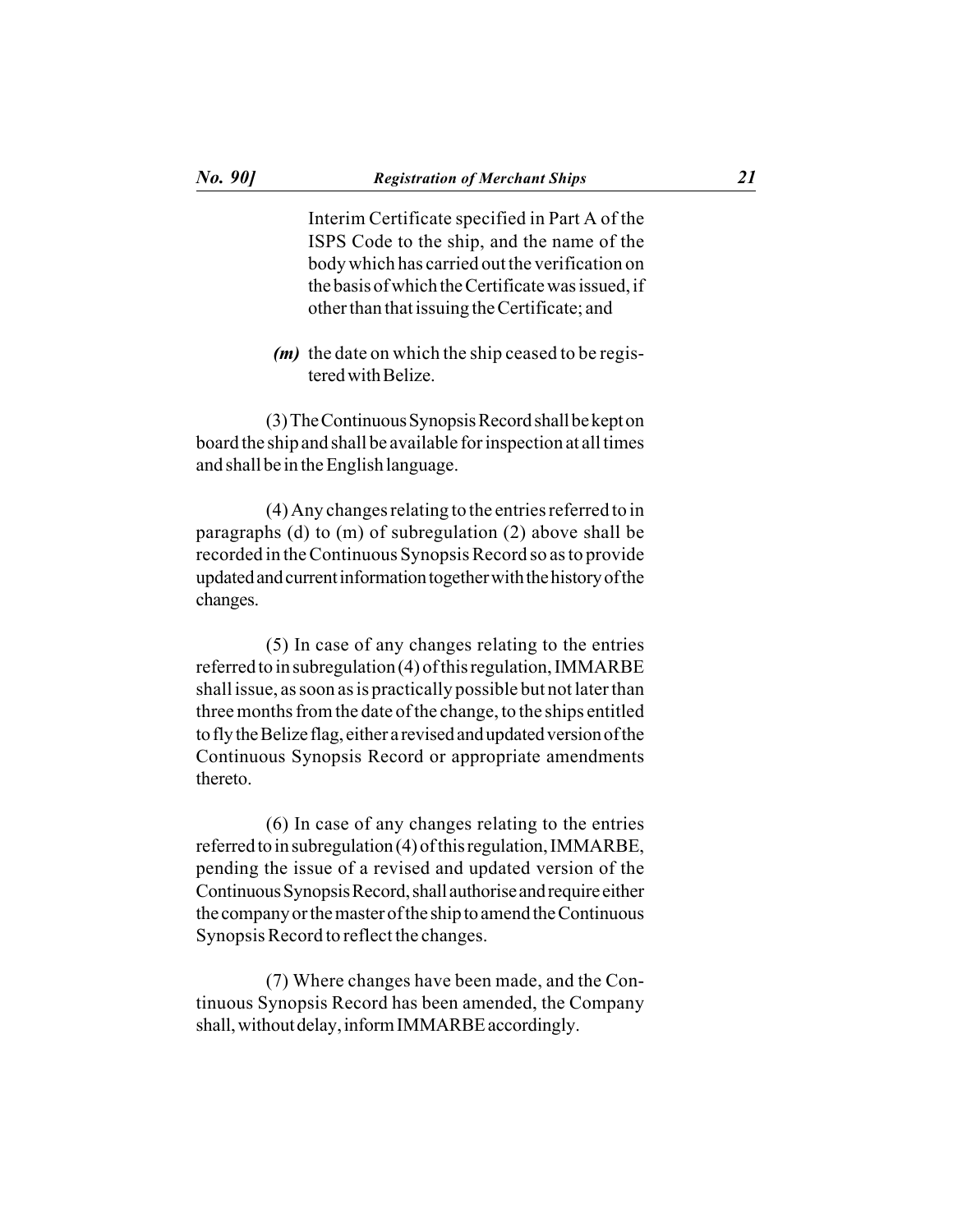Interim Certificate specified in Part A of the ISPS Code to the ship, and the name of the body which has carried out the verification on the basis of which the Certificate was issued, if other than that issuing the Certificate; and

*(m)* the date on which the ship ceased to be registered with Belize.

(3) The Continuous Synopsis Record shall be kept on board the ship and shall be available for inspection at all times and shall be in the English language.

(4) Any changes relating to the entries referred to in paragraphs (d) to (m) of subregulation (2) above shall be recorded in the Continuous Synopsis Record so as to provide updated and current information together with the history of the changes.

(5) In case of any changes relating to the entries referred to in subregulation (4) of this regulation, IMMARBE shall issue, as soon as is practically possible but not later than three months from the date of the change, to the ships entitled to fly the Belize flag, either a revised and updated version of the Continuous Synopsis Record or appropriate amendments thereto.

(6) In case of any changes relating to the entries referred to in subregulation (4) of this regulation, IMMARBE, pending the issue of a revised and updated version of the Continuous Synopsis Record, shall authorise and require either the company or the master of the ship to amend the Continuous Synopsis Record to reflect the changes.

(7) Where changes have been made, and the Continuous Synopsis Record has been amended, the Company shall, without delay, inform IMMARBE accordingly.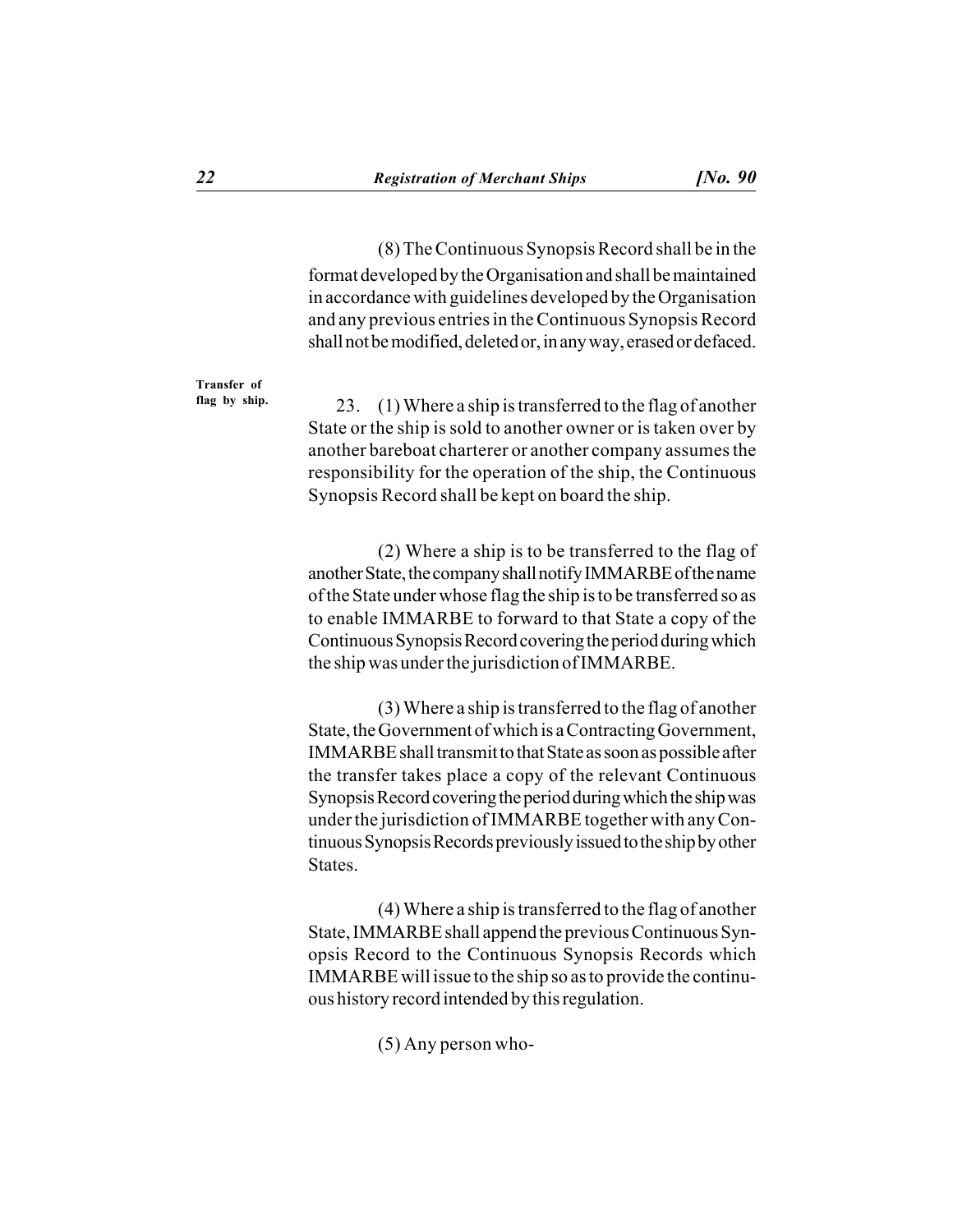(8) The Continuous Synopsis Record shall be in the format developed by the Organisation and shall be maintained in accordance with guidelines developed by the Organisation and any previous entries in the Continuous Synopsis Record shall not be modified, deleted or, in any way, erased or defaced.

**Transfer of flag by ship.**

23. (1) Where a ship is transferred to the flag of another State or the ship is sold to another owner or is taken over by another bareboat charterer or another company assumes the responsibility for the operation of the ship, the Continuous Synopsis Record shall be kept on board the ship.

(2) Where a ship is to be transferred to the flag of another State, the company shall notify IMMARBE of the name of the State under whose flag the ship is to be transferred so as to enable IMMARBE to forward to that State a copy of the Continuous Synopsis Record covering the period during which the ship was under the jurisdiction of IMMARBE.

(3) Where a ship is transferred to the flag of another State, the Government of which is a Contracting Government, IMMARBE shall transmit to that State as soon as possible after the transfer takes place a copy of the relevant Continuous Synopsis Record covering the period during which the ship was under the jurisdiction of IMMARBE together with any Continuous Synopsis Records previously issued to the ship by other States.

(4) Where a ship is transferred to the flag of another State, IMMARBE shall append the previous Continuous Synopsis Record to the Continuous Synopsis Records which IMMARBE will issue to the ship so as to provide the continuous history record intended by this regulation.

(5) Any person who-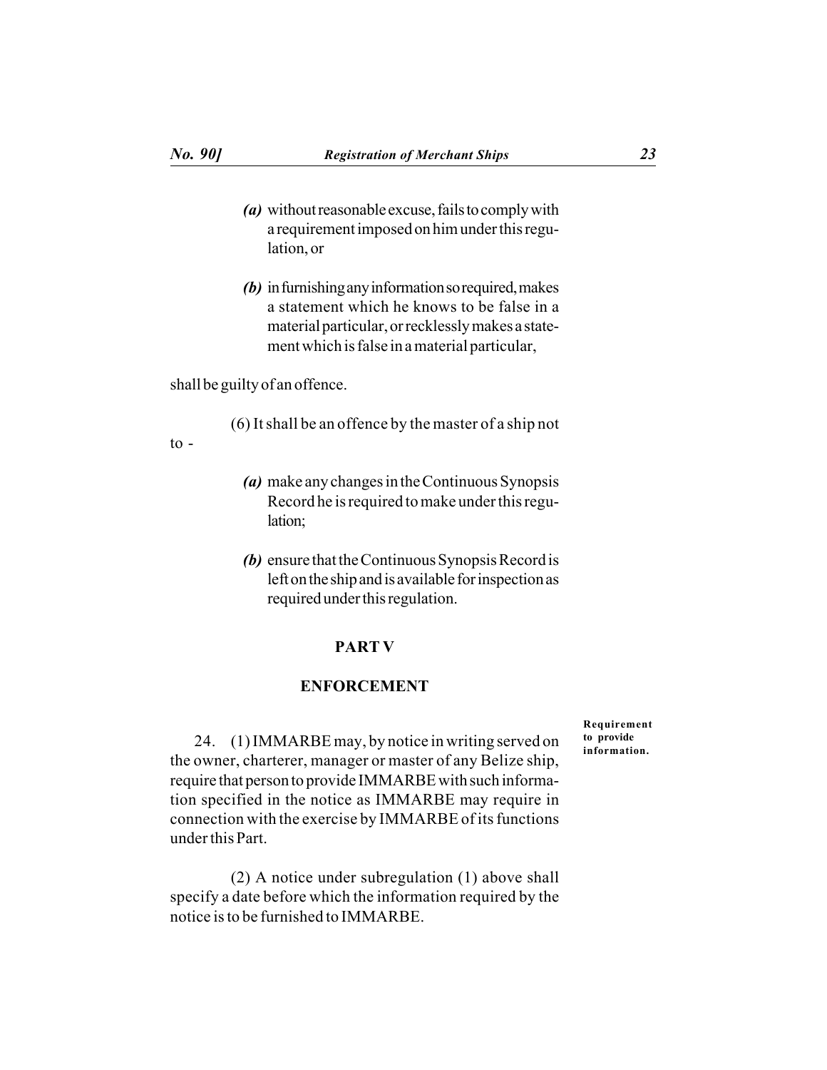*(a)* without reasonable excuse, fails to comply with a requirement imposed on him under this regulation, or

*(b)* in furnishing any information so required, makes a statement which he knows to be false in a material particular, or recklessly makes a statement which is false in a material particular,

shall be guilty of an offence.

(6) It shall be an offence by the master of a ship not to -

*(a)* make any changes in the Continuous Synopsis Record he is required to make under this regulation;

*(b)* ensure that the Continuous Synopsis Record is left on the ship and is available for inspection as required under this regulation.

## PART V

## ENFORCEMENT

**Requirement to provide information.**

24. (1) IMMARBE may, by notice in writing served on the owner, charterer, manager or master of any Belize ship, require that person to provide IMMARBE with such information specified in the notice as IMMARBE may require in connection with the exercise by IMMARBE of its functions under this Part.

(2) A notice under subregulation (1) above shall specify a date before which the information required by the notice is to be furnished to IMMARBE.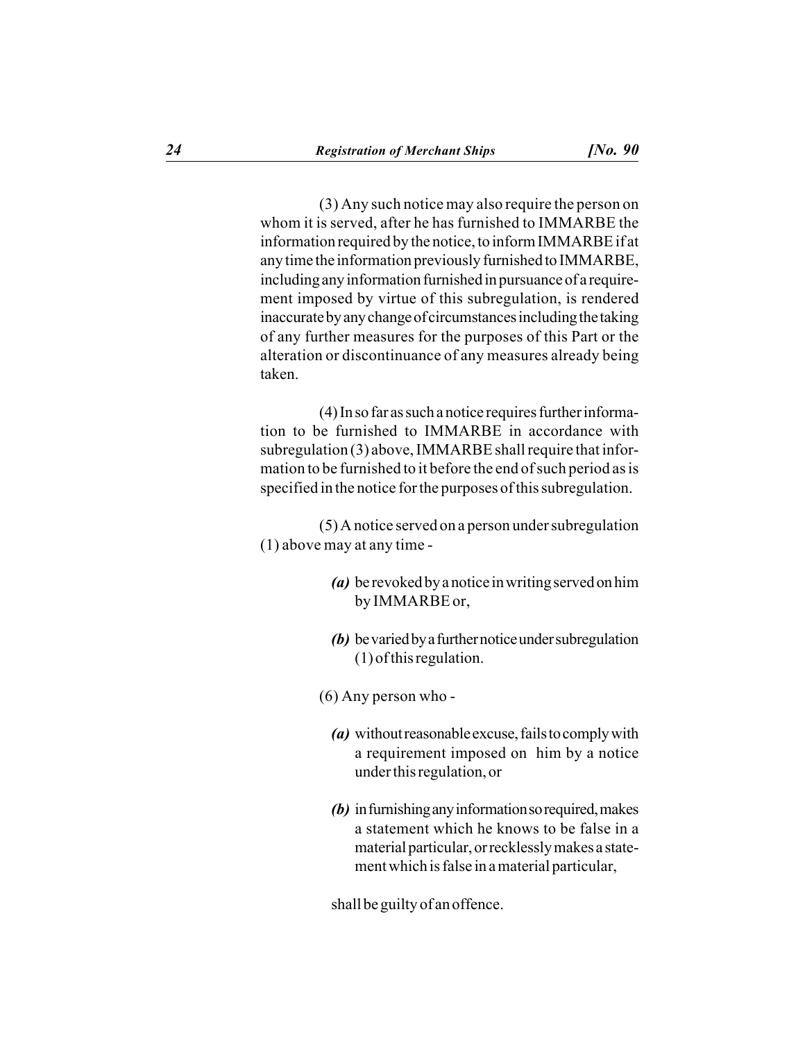(3) Any such notice may also require the person on whom it is served, after he has furnished to IMMARBE the information required by the notice, to inform IMMARBE if at any time the information previously furnished to IMMARBE, including any information furnished in pursuance of a requirement imposed by virtue of this subregulation, is rendered inaccurate by any change of circumstances including the taking of any further measures for the purposes of this Part or the alteration or discontinuance of any measures already being taken.

(4) In so far as such a notice requires further information to be furnished to IMMARBE in accordance with subregulation (3) above, IMMARBE shall require that information to be furnished to it before the end of such period as is specified in the notice for the purposes of this subregulation.

(5) A notice served on a person under subregulation (1) above may at any time -

- ***(a)*** be revoked by a notice in writing served on him by IMMARBE or,
- ***(b)*** be varied by a further notice under subregulation (1) of this regulation.

(6) Any person who -

- ***(a)*** without reasonable excuse, fails to comply with a requirement imposed on him by a notice under this regulation, or
- ***(b)*** in furnishing any information so required, makes a statement which he knows to be false in a material particular, or recklessly makes a statement which is false in a material particular,

shall be guilty of an offence.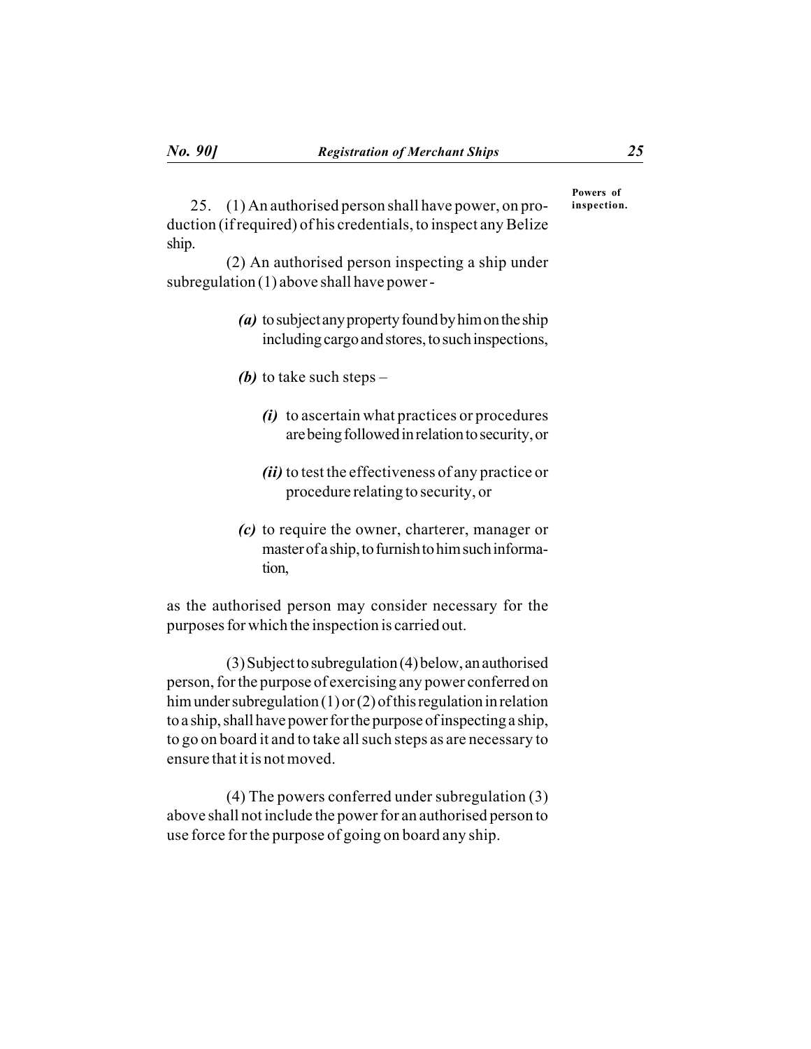**Powers of inspection.**

25. (1) An authorised person shall have power, on production (if required) of his credentials, to inspect any Belize ship.

(2) An authorised person inspecting a ship under subregulation (1) above shall have power -

*(a)* to subject any property found by him on the ship including cargo and stores, to such inspections,

*(b)* to take such steps –

*(i)* to ascertain what practices or procedures are being followed in relation to security, or

*(ii)* to test the effectiveness of any practice or procedure relating to security, or

*(c)* to require the owner, charterer, manager or master of a ship, to furnish to him such information,

as the authorised person may consider necessary for the purposes for which the inspection is carried out.

(3) Subject to subregulation (4) below, an authorised person, for the purpose of exercising any power conferred on him under subregulation (1) or (2) of this regulation in relation to a ship, shall have power for the purpose of inspecting a ship, to go on board it and to take all such steps as are necessary to ensure that it is not moved.

(4) The powers conferred under subregulation (3) above shall not include the power for an authorised person to use force for the purpose of going on board any ship.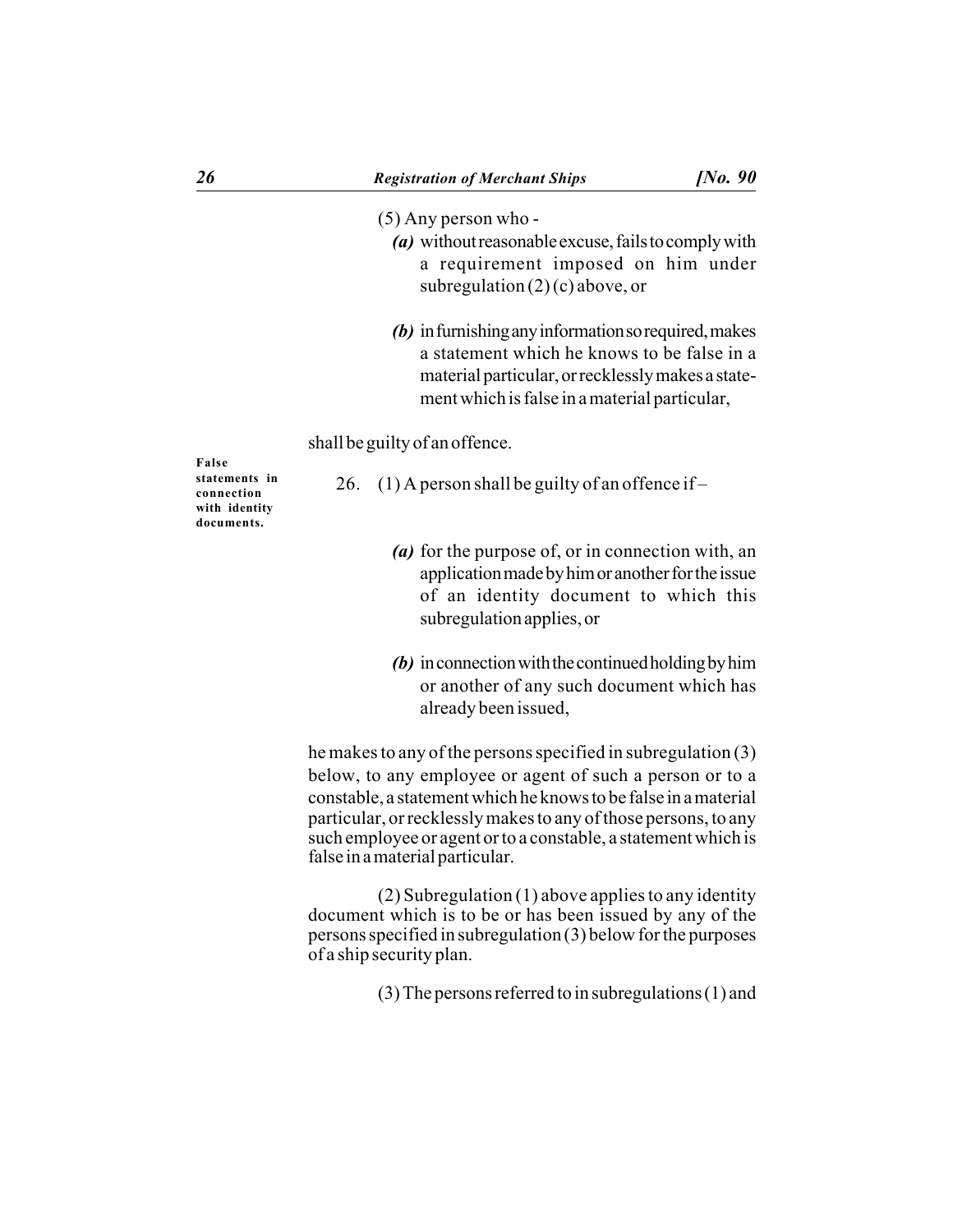(5) Any person who -

*(a)* without reasonable excuse, fails to comply with a requirement imposed on him under subregulation (2) (c) above, or

*(b)* in furnishing any information so required, makes a statement which he knows to be false in a material particular, or recklessly makes a statement which is false in a material particular,

shall be guilty of an offence.

**False statements in connection with identity documents.**

26. (1) A person shall be guilty of an offence if –

*(a)* for the purpose of, or in connection with, an application made by him or another for the issue of an identity document to which this subregulation applies, or

*(b)* in connection with the continued holding by him or another of any such document which has already been issued,

he makes to any of the persons specified in subregulation (3) below, to any employee or agent of such a person or to a constable, a statement which he knows to be false in a material particular, or recklessly makes to any of those persons, to any such employee or agent or to a constable, a statement which is false in a material particular.

(2) Subregulation (1) above applies to any identity document which is to be or has been issued by any of the persons specified in subregulation (3) below for the purposes of a ship security plan.

(3) The persons referred to in subregulations (1) and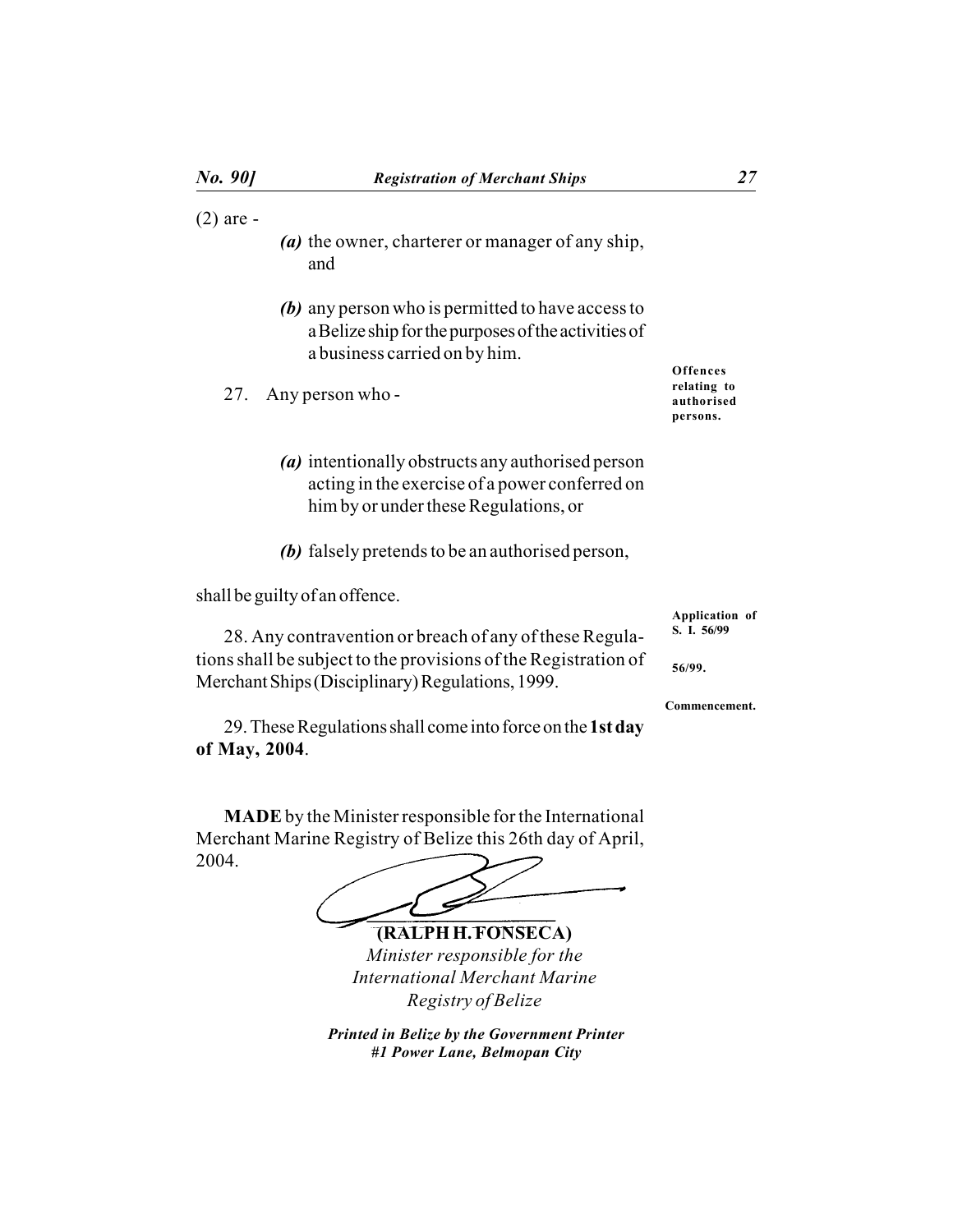(2) are -

*(a)* the owner, charterer or manager of any ship, and

*(b)* any person who is permitted to have access to a Belize ship for the purposes of the activities of a business carried on by him.

**Offences relating to authorised persons.**

27. Any person who -

*(a)* intentionally obstructs any authorised person acting in the exercise of a power conferred on him by or under these Regulations, or

*(b)* falsely pretends to be an authorised person,

shall be guilty of an offence.

**Application of S. I. 56/99**

**56/99.**

28. Any contravention or breach of any of these Regulations shall be subject to the provisions of the Registration of Merchant Ships (Disciplinary) Regulations, 1999.

**Commencement.**

29. These Regulations shall come into force on the **1st day of May, 2004**.

**MADE** by the Minister responsible for the International Merchant Marine Registry of Belize this 26th day of April, 2004.

**(RALPH H. FONSECA)**
*Minister responsible for the*
*International Merchant Marine*
*Registry of Belize*

***Printed in Belize by the Government Printer***
***#1 Power Lane, Belmopan City***